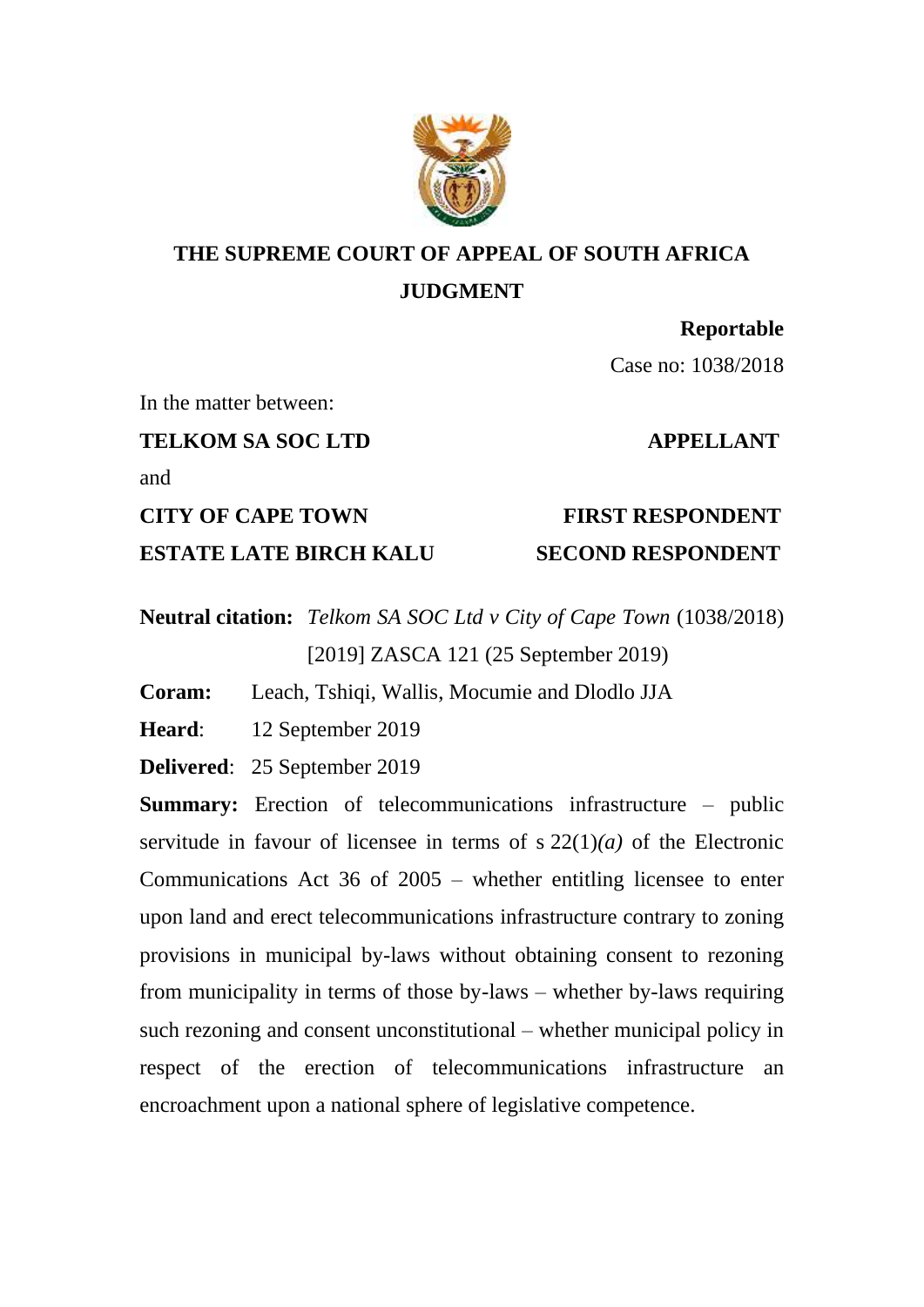# THE SUPREME COURT OF APPEAL OF SOUTH AFRICA
## JUDGMENT

**Reportable**

Case no: 1038/2018

In the matter between:

**TELKOM SA SOC LTD** **APPELLANT**

and

**CITY OF CAPE TOWN** **FIRST RESPONDENT**

**ESTATE LATE BIRCH KALU** **SECOND RESPONDENT**

**Neutral citation:** *Telkom SA SOC Ltd v City of Cape Town* (1038/2018) [2019] ZASCA 121 (25 September 2019)

**Coram:** Leach, Tshiqi, Wallis, Mocumie and Dlodlo JJA

**Heard**: 12 September 2019

**Delivered**: 25 September 2019

**Summary:** Erection of telecommunications infrastructure – public servitude in favour of licensee in terms of s 22(1)*(a)* of the Electronic Communications Act 36 of 2005 – whether entitling licensee to enter upon land and erect telecommunications infrastructure contrary to zoning provisions in municipal by-laws without obtaining consent to rezoning from municipality in terms of those by-laws – whether by-laws requiring such rezoning and consent unconstitutional – whether municipal policy in respect of the erection of telecommunications infrastructure an encroachment upon a national sphere of legislative competence.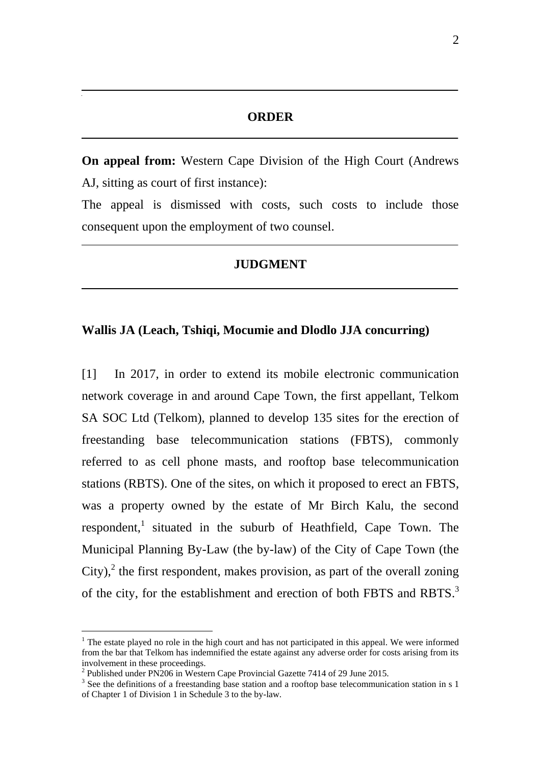## ORDER

**On appeal from:** Western Cape Division of the High Court (Andrews AJ, sitting as court of first instance):

The appeal is dismissed with costs, such costs to include those consequent upon the employment of two counsel.

## JUDGMENT

**Wallis JA (Leach, Tshiqi, Mocumie and Dlodlo JJA concurring)**

[1] In 2017, in order to extend its mobile electronic communication network coverage in and around Cape Town, the first appellant, Telkom SA SOC Ltd (Telkom), planned to develop 135 sites for the erection of freestanding base telecommunication stations (FBTS), commonly referred to as cell phone masts, and rooftop base telecommunication stations (RBTS). One of the sites, on which it proposed to erect an FBTS, was a property owned by the estate of Mr Birch Kalu, the second respondent,[1] situated in the suburb of Heathfield, Cape Town. The Municipal Planning By-Law (the by-law) of the City of Cape Town (the City),[2] the first respondent, makes provision, as part of the overall zoning of the city, for the establishment and erection of both FBTS and RBTS.[3]

[1] The estate played no role in the high court and has not participated in this appeal. We were informed from the bar that Telkom has indemnified the estate against any adverse order for costs arising from its involvement in these proceedings.

[2] Published under PN206 in Western Cape Provincial Gazette 7414 of 29 June 2015.

[3] See the definitions of a freestanding base station and a rooftop base telecommunication station in s 1 of Chapter 1 of Division 1 in Schedule 3 to the by-law.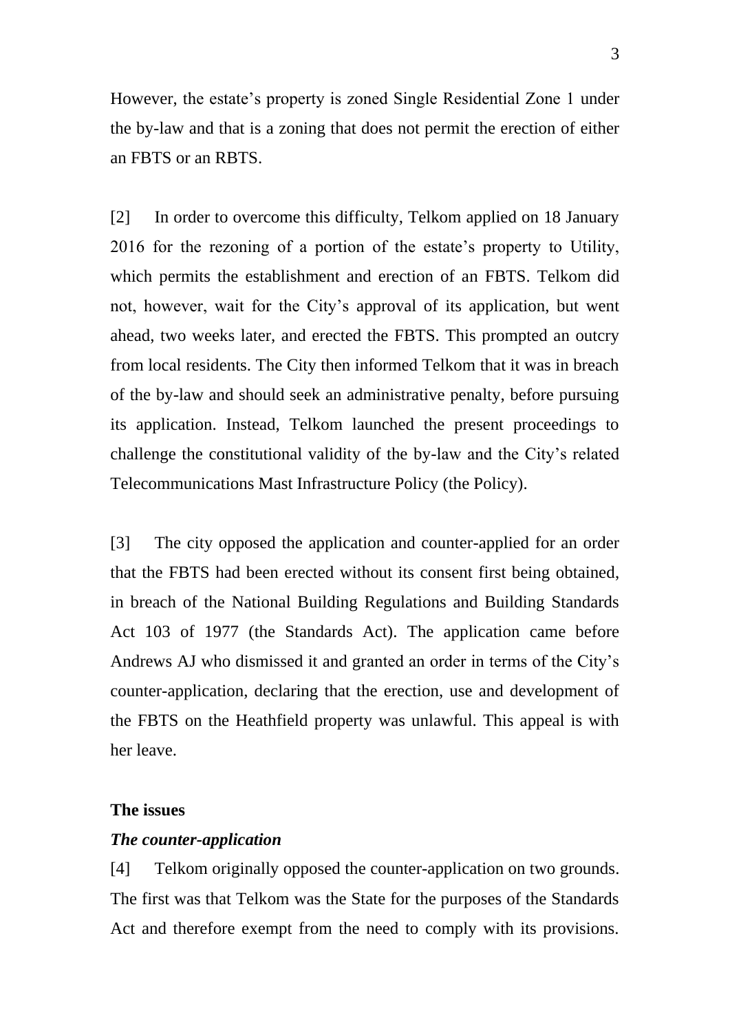However, the estate's property is zoned Single Residential Zone 1 under the by-law and that is a zoning that does not permit the erection of either an FBTS or an RBTS.

[2] In order to overcome this difficulty, Telkom applied on 18 January 2016 for the rezoning of a portion of the estate's property to Utility, which permits the establishment and erection of an FBTS. Telkom did not, however, wait for the City's approval of its application, but went ahead, two weeks later, and erected the FBTS. This prompted an outcry from local residents. The City then informed Telkom that it was in breach of the by-law and should seek an administrative penalty, before pursuing its application. Instead, Telkom launched the present proceedings to challenge the constitutional validity of the by-law and the City's related Telecommunications Mast Infrastructure Policy (the Policy).

[3] The city opposed the application and counter-applied for an order that the FBTS had been erected without its consent first being obtained, in breach of the National Building Regulations and Building Standards Act 103 of 1977 (the Standards Act). The application came before Andrews AJ who dismissed it and granted an order in terms of the City's counter-application, declaring that the erection, use and development of the FBTS on the Heathfield property was unlawful. This appeal is with her leave.

**The issues**

***The counter-application***

[4] Telkom originally opposed the counter-application on two grounds. The first was that Telkom was the State for the purposes of the Standards Act and therefore exempt from the need to comply with its provisions.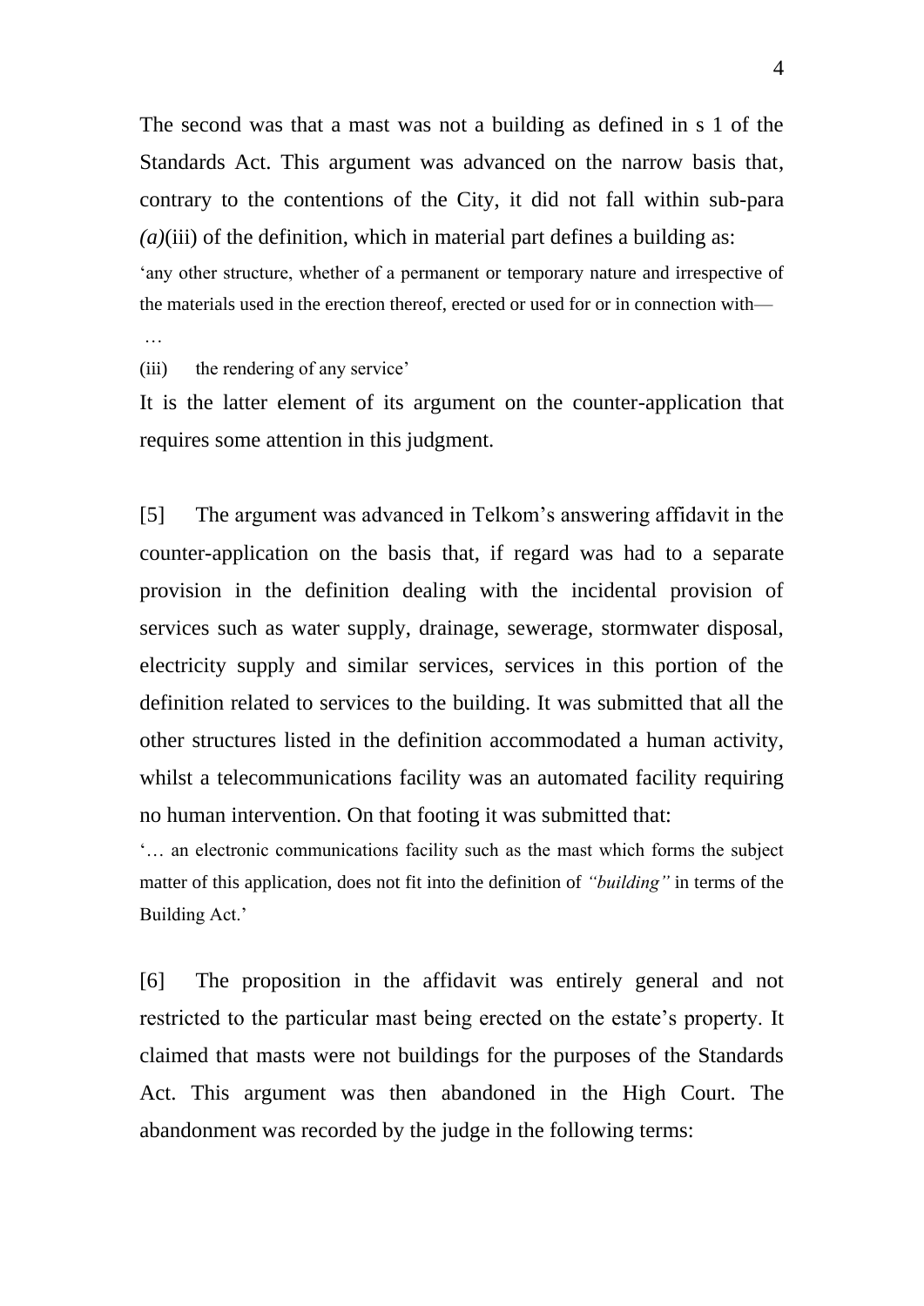The second was that a mast was not a building as defined in s 1 of the Standards Act. This argument was advanced on the narrow basis that, contrary to the contentions of the City, it did not fall within sub-para *(a)*(iii) of the definition, which in material part defines a building as:

> 'any other structure, whether of a permanent or temporary nature and irrespective of the materials used in the erection thereof, erected or used for or in connection with—
>
> …
>
> (iii) the rendering of any service'

It is the latter element of its argument on the counter-application that requires some attention in this judgment.

[5] The argument was advanced in Telkom's answering affidavit in the counter-application on the basis that, if regard was had to a separate provision in the definition dealing with the incidental provision of services such as water supply, drainage, sewerage, stormwater disposal, electricity supply and similar services, services in this portion of the definition related to services to the building. It was submitted that all the other structures listed in the definition accommodated a human activity, whilst a telecommunications facility was an automated facility requiring no human intervention. On that footing it was submitted that:

> '… an electronic communications facility such as the mast which forms the subject matter of this application, does not fit into the definition of *"building"* in terms of the Building Act.'

[6] The proposition in the affidavit was entirely general and not restricted to the particular mast being erected on the estate's property. It claimed that masts were not buildings for the purposes of the Standards Act. This argument was then abandoned in the High Court. The abandonment was recorded by the judge in the following terms: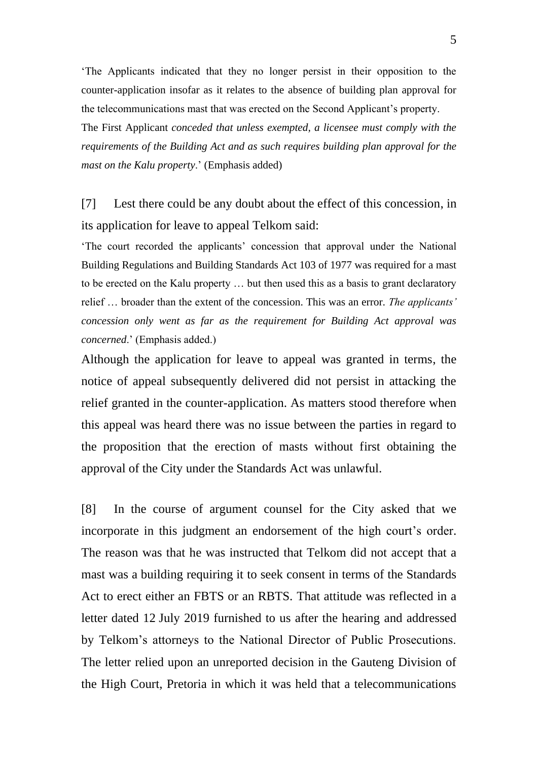'The Applicants indicated that they no longer persist in their opposition to the counter-application insofar as it relates to the absence of building plan approval for the telecommunications mast that was erected on the Second Applicant's property. The First Applicant *conceded that unless exempted, a licensee must comply with the requirements of the Building Act and as such requires building plan approval for the mast on the Kalu property*.' (Emphasis added)

[7] Lest there could be any doubt about the effect of this concession, in its application for leave to appeal Telkom said:

'The court recorded the applicants' concession that approval under the National Building Regulations and Building Standards Act 103 of 1977 was required for a mast to be erected on the Kalu property … but then used this as a basis to grant declaratory relief … broader than the extent of the concession. This was an error. *The applicants' concession only went as far as the requirement for Building Act approval was concerned*.' (Emphasis added.)

Although the application for leave to appeal was granted in terms, the notice of appeal subsequently delivered did not persist in attacking the relief granted in the counter-application. As matters stood therefore when this appeal was heard there was no issue between the parties in regard to the proposition that the erection of masts without first obtaining the approval of the City under the Standards Act was unlawful.

[8] In the course of argument counsel for the City asked that we incorporate in this judgment an endorsement of the high court's order. The reason was that he was instructed that Telkom did not accept that a mast was a building requiring it to seek consent in terms of the Standards Act to erect either an FBTS or an RBTS. That attitude was reflected in a letter dated 12 July 2019 furnished to us after the hearing and addressed by Telkom's attorneys to the National Director of Public Prosecutions. The letter relied upon an unreported decision in the Gauteng Division of the High Court, Pretoria in which it was held that a telecommunications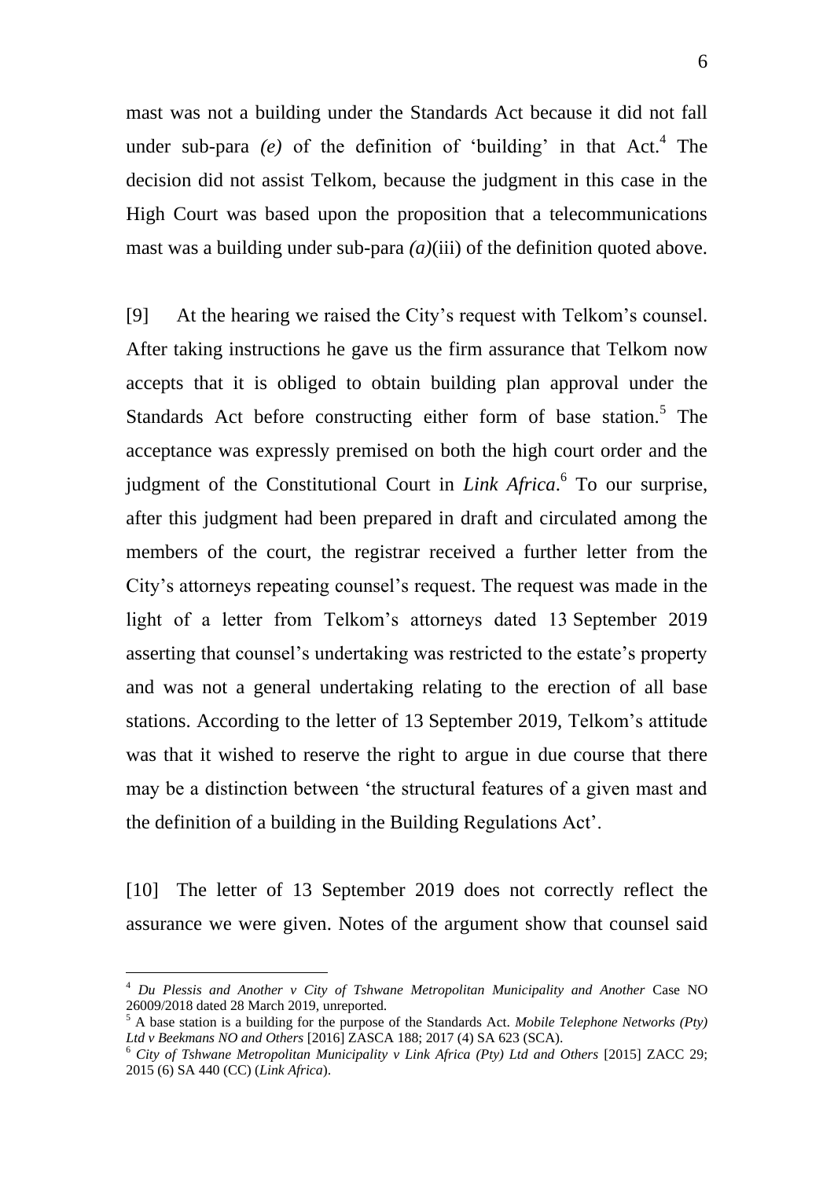mast was not a building under the Standards Act because it did not fall under sub-para *(e)* of the definition of 'building' in that Act.[4] The decision did not assist Telkom, because the judgment in this case in the High Court was based upon the proposition that a telecommunications mast was a building under sub-para *(a)*(iii) of the definition quoted above.

[9] At the hearing we raised the City's request with Telkom's counsel. After taking instructions he gave us the firm assurance that Telkom now accepts that it is obliged to obtain building plan approval under the Standards Act before constructing either form of base station.[5] The acceptance was expressly premised on both the high court order and the judgment of the Constitutional Court in *Link Africa*.[6] To our surprise, after this judgment had been prepared in draft and circulated among the members of the court, the registrar received a further letter from the City's attorneys repeating counsel's request. The request was made in the light of a letter from Telkom's attorneys dated 13 September 2019 asserting that counsel's undertaking was restricted to the estate's property and was not a general undertaking relating to the erection of all base stations. According to the letter of 13 September 2019, Telkom's attitude was that it wished to reserve the right to argue in due course that there may be a distinction between 'the structural features of a given mast and the definition of a building in the Building Regulations Act'.

[10] The letter of 13 September 2019 does not correctly reflect the assurance we were given. Notes of the argument show that counsel said

---

[4] *Du Plessis and Another v City of Tshwane Metropolitan Municipality and Another* Case NO 26009/2018 dated 28 March 2019, unreported.

[5] A base station is a building for the purpose of the Standards Act. *Mobile Telephone Networks (Pty) Ltd v Beekmans NO and Others* [2016] ZASCA 188; 2017 (4) SA 623 (SCA).

[6] *City of Tshwane Metropolitan Municipality v Link Africa (Pty) Ltd and Others* [2015] ZACC 29; 2015 (6) SA 440 (CC) (*Link Africa*).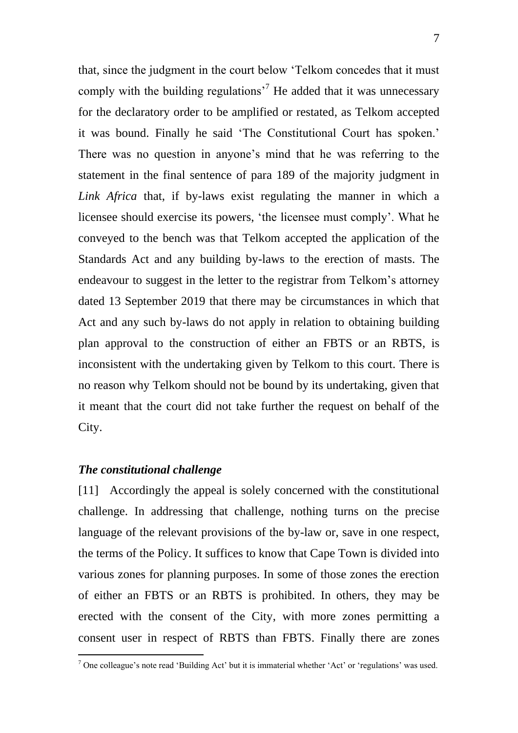that, since the judgment in the court below 'Telkom concedes that it must comply with the building regulations'[7] He added that it was unnecessary for the declaratory order to be amplified or restated, as Telkom accepted it was bound. Finally he said 'The Constitutional Court has spoken.' There was no question in anyone's mind that he was referring to the statement in the final sentence of para 189 of the majority judgment in *Link Africa* that, if by-laws exist regulating the manner in which a licensee should exercise its powers, 'the licensee must comply'. What he conveyed to the bench was that Telkom accepted the application of the Standards Act and any building by-laws to the erection of masts. The endeavour to suggest in the letter to the registrar from Telkom's attorney dated 13 September 2019 that there may be circumstances in which that Act and any such by-laws do not apply in relation to obtaining building plan approval to the construction of either an FBTS or an RBTS, is inconsistent with the undertaking given by Telkom to this court. There is no reason why Telkom should not be bound by its undertaking, given that it meant that the court did not take further the request on behalf of the City.

### *The constitutional challenge*

[11] Accordingly the appeal is solely concerned with the constitutional challenge. In addressing that challenge, nothing turns on the precise language of the relevant provisions of the by-law or, save in one respect, the terms of the Policy. It suffices to know that Cape Town is divided into various zones for planning purposes. In some of those zones the erection of either an FBTS or an RBTS is prohibited. In others, they may be erected with the consent of the City, with more zones permitting a consent user in respect of RBTS than FBTS. Finally there are zones

[7] One colleague's note read 'Building Act' but it is immaterial whether 'Act' or 'regulations' was used.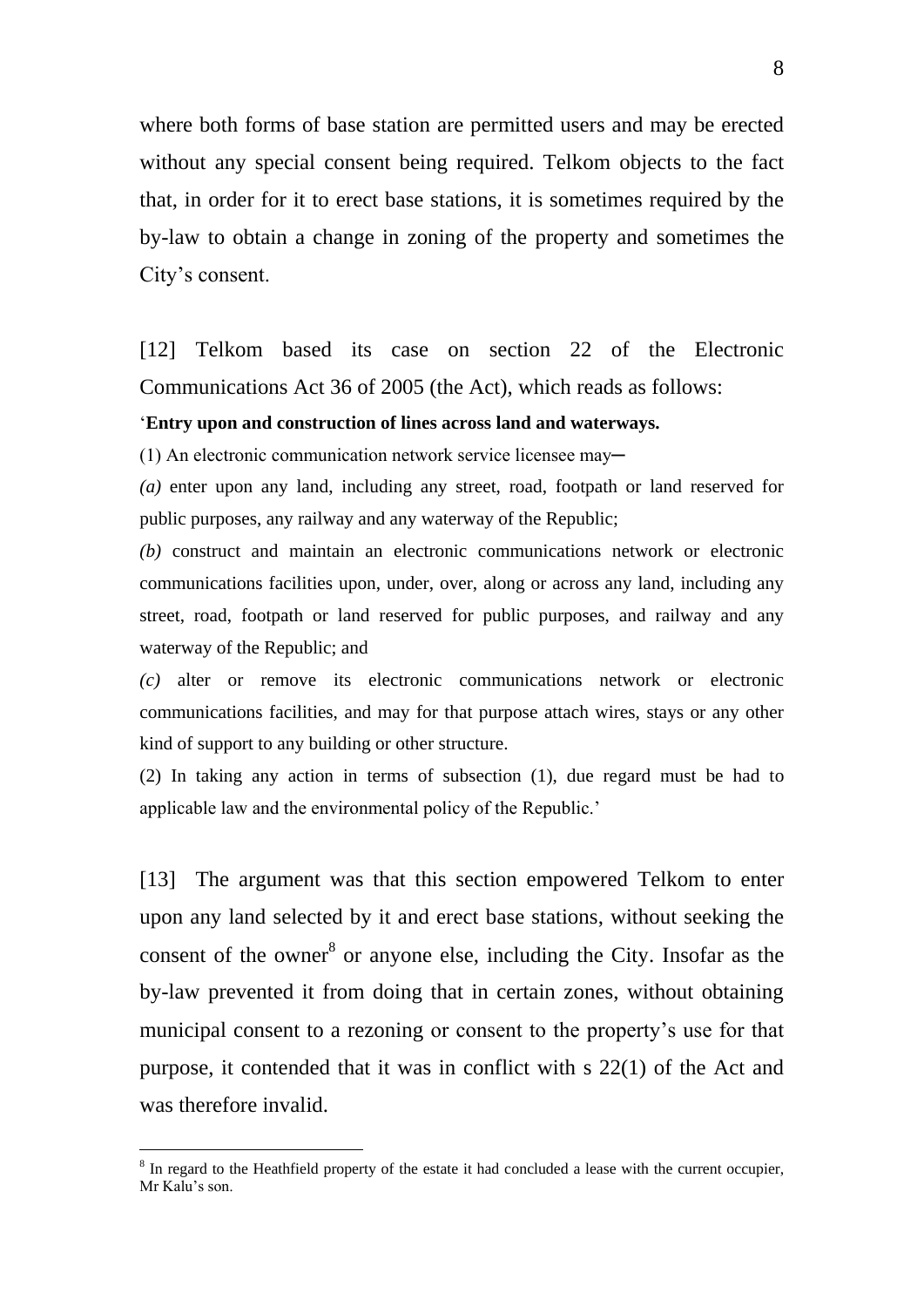where both forms of base station are permitted users and may be erected without any special consent being required. Telkom objects to the fact that, in order for it to erect base stations, it is sometimes required by the by-law to obtain a change in zoning of the property and sometimes the City's consent.

[12] Telkom based its case on section 22 of the Electronic Communications Act 36 of 2005 (the Act), which reads as follows:

'**Entry upon and construction of lines across land and waterways.**

(1) An electronic communication network service licensee may─

*(a)* enter upon any land, including any street, road, footpath or land reserved for public purposes, any railway and any waterway of the Republic;

*(b)* construct and maintain an electronic communications network or electronic communications facilities upon, under, over, along or across any land, including any street, road, footpath or land reserved for public purposes, and railway and any waterway of the Republic; and

*(c)* alter or remove its electronic communications network or electronic communications facilities, and may for that purpose attach wires, stays or any other kind of support to any building or other structure.

(2) In taking any action in terms of subsection (1), due regard must be had to applicable law and the environmental policy of the Republic.'

[13] The argument was that this section empowered Telkom to enter upon any land selected by it and erect base stations, without seeking the consent of the owner[8] or anyone else, including the City. Insofar as the by-law prevented it from doing that in certain zones, without obtaining municipal consent to a rezoning or consent to the property's use for that purpose, it contended that it was in conflict with s 22(1) of the Act and was therefore invalid.

---

[8] In regard to the Heathfield property of the estate it had concluded a lease with the current occupier, Mr Kalu's son.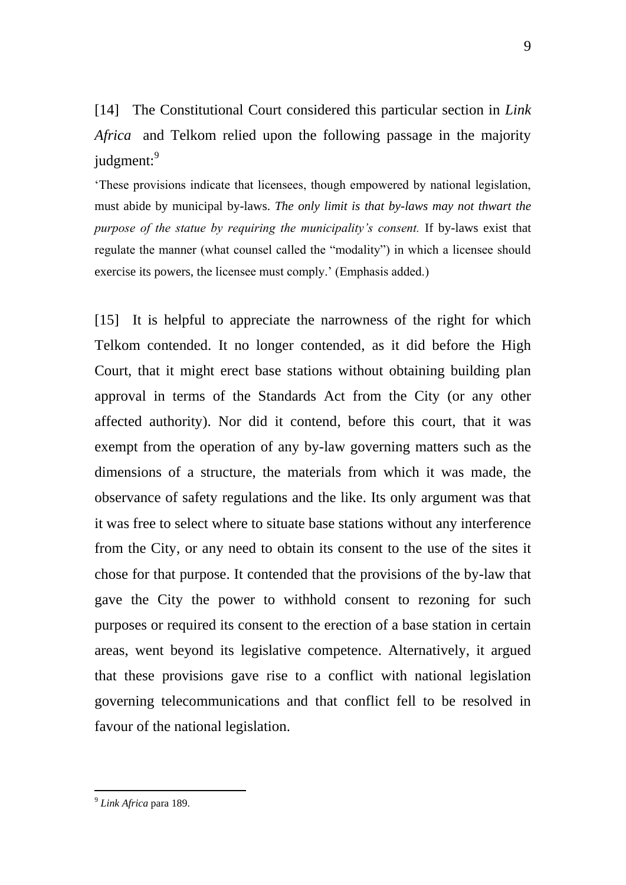[14] The Constitutional Court considered this particular section in *Link Africa* and Telkom relied upon the following passage in the majority judgment:[9]

> 'These provisions indicate that licensees, though empowered by national legislation, must abide by municipal by-laws. *The only limit is that by-laws may not thwart the purpose of the statue by requiring the municipality's consent.* If by-laws exist that regulate the manner (what counsel called the "modality") in which a licensee should exercise its powers, the licensee must comply.' (Emphasis added.)

[15] It is helpful to appreciate the narrowness of the right for which Telkom contended. It no longer contended, as it did before the High Court, that it might erect base stations without obtaining building plan approval in terms of the Standards Act from the City (or any other affected authority). Nor did it contend, before this court, that it was exempt from the operation of any by-law governing matters such as the dimensions of a structure, the materials from which it was made, the observance of safety regulations and the like. Its only argument was that it was free to select where to situate base stations without any interference from the City, or any need to obtain its consent to the use of the sites it chose for that purpose. It contended that the provisions of the by-law that gave the City the power to withhold consent to rezoning for such purposes or required its consent to the erection of a base station in certain areas, went beyond its legislative competence. Alternatively, it argued that these provisions gave rise to a conflict with national legislation governing telecommunications and that conflict fell to be resolved in favour of the national legislation.

[9] *Link Africa* para 189.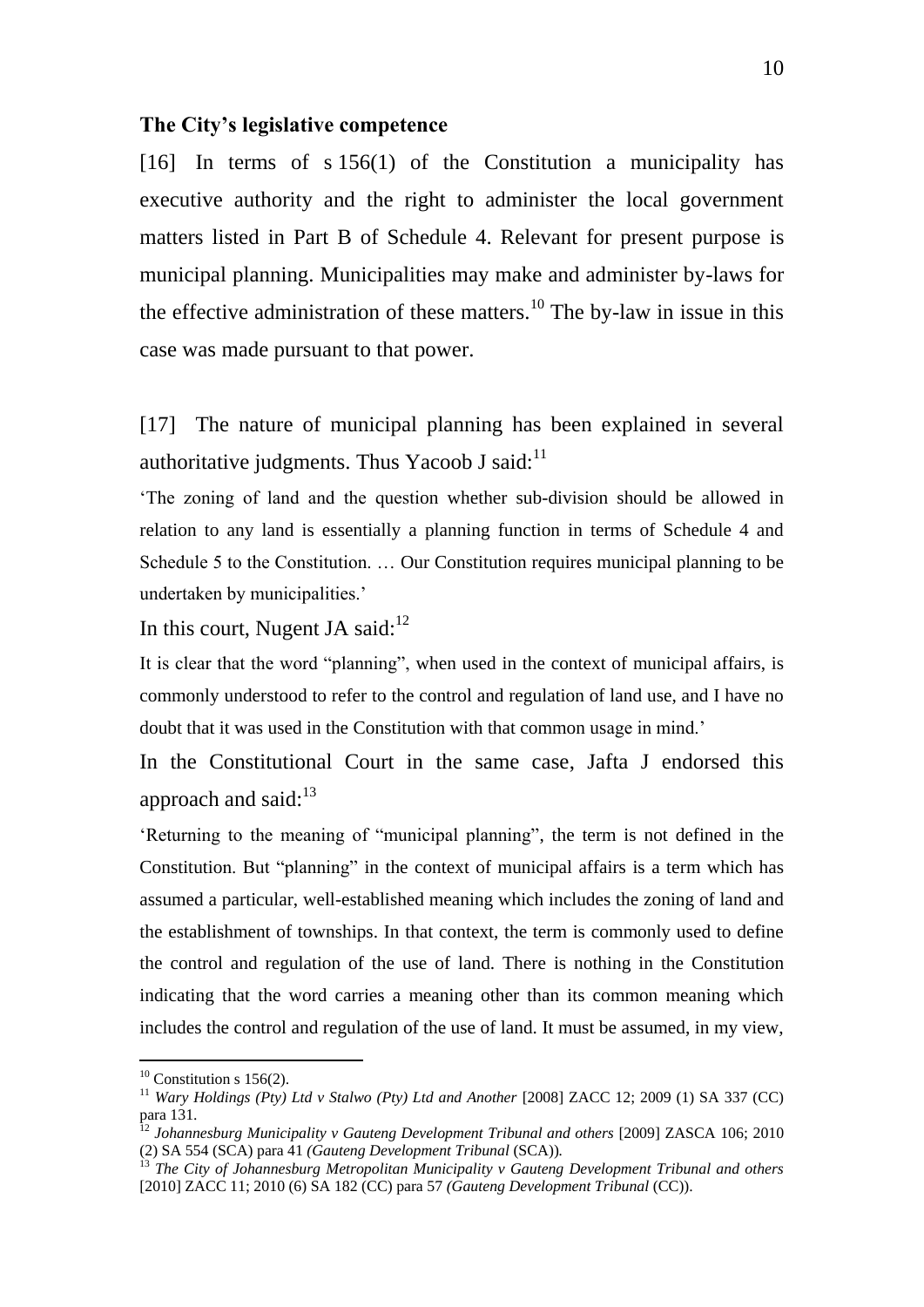**The City's legislative competence**

[16] In terms of s 156(1) of the Constitution a municipality has executive authority and the right to administer the local government matters listed in Part B of Schedule 4. Relevant for present purpose is municipal planning. Municipalities may make and administer by-laws for the effective administration of these matters.[10] The by-law in issue in this case was made pursuant to that power.

[17] The nature of municipal planning has been explained in several authoritative judgments. Thus Yacoob J said:[11]

'The zoning of land and the question whether sub-division should be allowed in relation to any land is essentially a planning function in terms of Schedule 4 and Schedule 5 to the Constitution. … Our Constitution requires municipal planning to be undertaken by municipalities.'

In this court, Nugent JA said:[12]

It is clear that the word "planning", when used in the context of municipal affairs, is commonly understood to refer to the control and regulation of land use, and I have no doubt that it was used in the Constitution with that common usage in mind.'

In the Constitutional Court in the same case, Jafta J endorsed this approach and said:[13]

'Returning to the meaning of "municipal planning", the term is not defined in the Constitution. But "planning" in the context of municipal affairs is a term which has assumed a particular, well-established meaning which includes the zoning of land and the establishment of townships. In that context, the term is commonly used to define the control and regulation of the use of land. There is nothing in the Constitution indicating that the word carries a meaning other than its common meaning which includes the control and regulation of the use of land. It must be assumed, in my view,

---

[10] Constitution s 156(2).

[11] *Wary Holdings (Pty) Ltd v Stalwo (Pty) Ltd and Another* [2008] ZACC 12; 2009 (1) SA 337 (CC) para 131.

[12] *Johannesburg Municipality v Gauteng Development Tribunal and others* [2009] ZASCA 106; 2010 (2) SA 554 (SCA) para 41 *(Gauteng Development Tribunal* (SCA)).

[13] *The City of Johannesburg Metropolitan Municipality v Gauteng Development Tribunal and others* [2010] ZACC 11; 2010 (6) SA 182 (CC) para 57 *(Gauteng Development Tribunal* (CC)).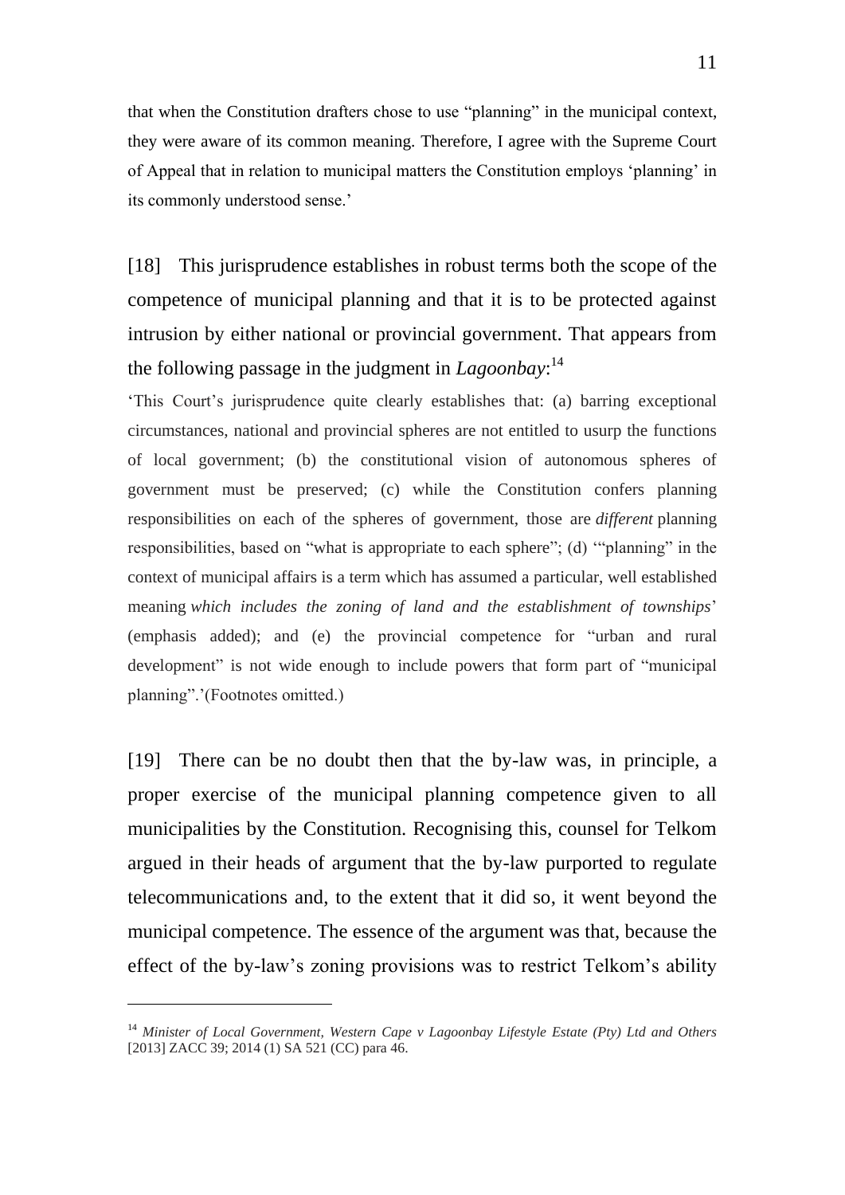that when the Constitution drafters chose to use "planning" in the municipal context, they were aware of its common meaning. Therefore, I agree with the Supreme Court of Appeal that in relation to municipal matters the Constitution employs 'planning' in its commonly understood sense.'

[18] This jurisprudence establishes in robust terms both the scope of the competence of municipal planning and that it is to be protected against intrusion by either national or provincial government. That appears from the following passage in the judgment in *Lagoonbay*:[14]

> 'This Court's jurisprudence quite clearly establishes that: (a) barring exceptional circumstances, national and provincial spheres are not entitled to usurp the functions of local government; (b) the constitutional vision of autonomous spheres of government must be preserved; (c) while the Constitution confers planning responsibilities on each of the spheres of government, those are ***different*** planning responsibilities, based on "what is appropriate to each sphere"; (d) '"planning" in the context of municipal affairs is a term which has assumed a particular, well established meaning *which includes the zoning of land and the establishment of townships*' (emphasis added); and (e) the provincial competence for "urban and rural development" is not wide enough to include powers that form part of "municipal planning".'(Footnotes omitted.)

[19] There can be no doubt then that the by-law was, in principle, a proper exercise of the municipal planning competence given to all municipalities by the Constitution. Recognising this, counsel for Telkom argued in their heads of argument that the by-law purported to regulate telecommunications and, to the extent that it did so, it went beyond the municipal competence. The essence of the argument was that, because the effect of the by-law's zoning provisions was to restrict Telkom's ability

---

[14] *Minister of Local Government, Western Cape v Lagoonbay Lifestyle Estate (Pty) Ltd and Others* [2013] ZACC 39; 2014 (1) SA 521 (CC) para 46.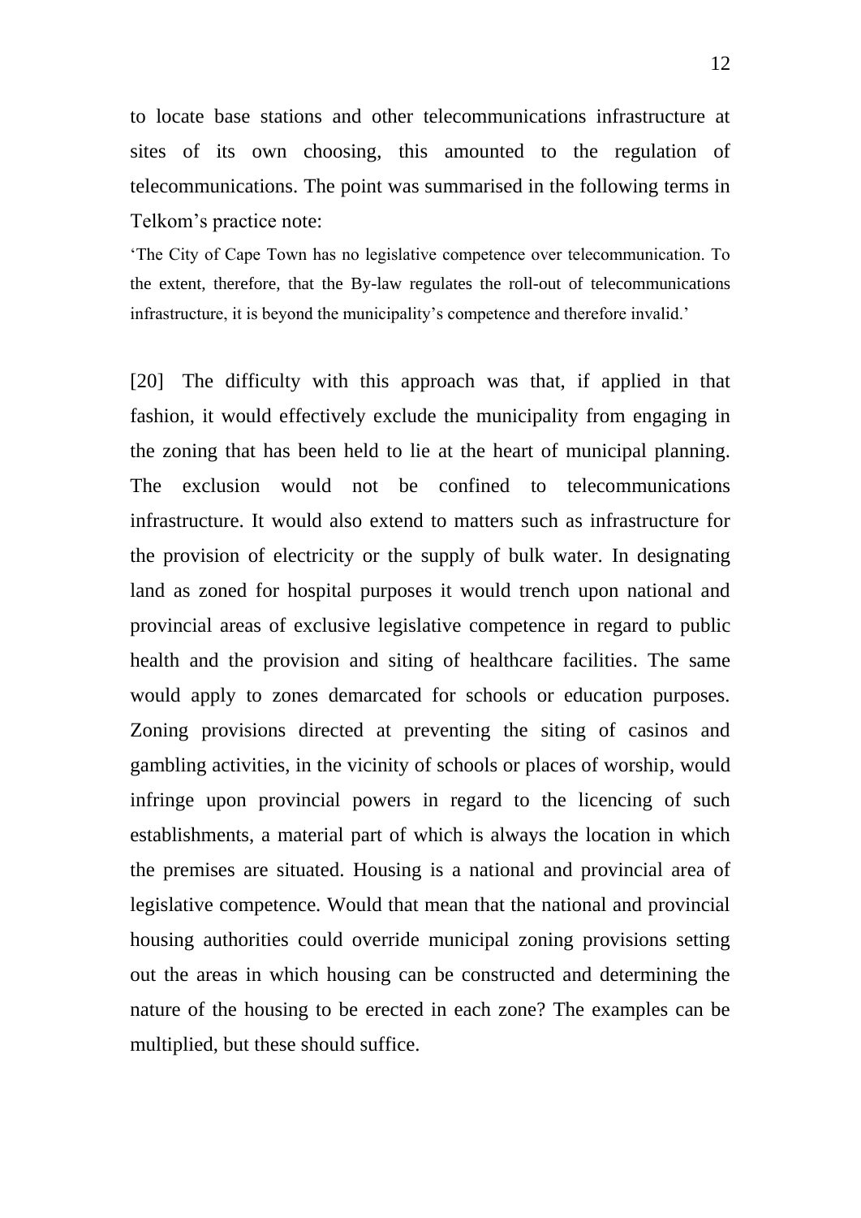to locate base stations and other telecommunications infrastructure at sites of its own choosing, this amounted to the regulation of telecommunications. The point was summarised in the following terms in Telkom's practice note:

> 'The City of Cape Town has no legislative competence over telecommunication. To the extent, therefore, that the By-law regulates the roll-out of telecommunications infrastructure, it is beyond the municipality's competence and therefore invalid.'

[20] The difficulty with this approach was that, if applied in that fashion, it would effectively exclude the municipality from engaging in the zoning that has been held to lie at the heart of municipal planning. The exclusion would not be confined to telecommunications infrastructure. It would also extend to matters such as infrastructure for the provision of electricity or the supply of bulk water. In designating land as zoned for hospital purposes it would trench upon national and provincial areas of exclusive legislative competence in regard to public health and the provision and siting of healthcare facilities. The same would apply to zones demarcated for schools or education purposes. Zoning provisions directed at preventing the siting of casinos and gambling activities, in the vicinity of schools or places of worship, would infringe upon provincial powers in regard to the licencing of such establishments, a material part of which is always the location in which the premises are situated. Housing is a national and provincial area of legislative competence. Would that mean that the national and provincial housing authorities could override municipal zoning provisions setting out the areas in which housing can be constructed and determining the nature of the housing to be erected in each zone? The examples can be multiplied, but these should suffice.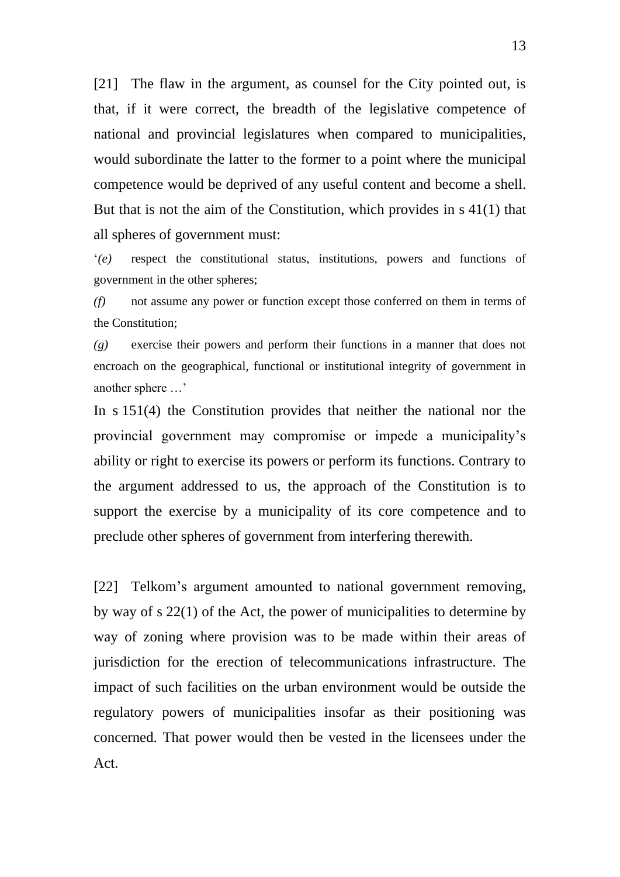[21] The flaw in the argument, as counsel for the City pointed out, is that, if it were correct, the breadth of the legislative competence of national and provincial legislatures when compared to municipalities, would subordinate the latter to the former to a point where the municipal competence would be deprived of any useful content and become a shell. But that is not the aim of the Constitution, which provides in s 41(1) that all spheres of government must:

> '*(e)* respect the constitutional status, institutions, powers and functions of government in the other spheres;
>
> *(f)* not assume any power or function except those conferred on them in terms of the Constitution;
>
> *(g)* exercise their powers and perform their functions in a manner that does not encroach on the geographical, functional or institutional integrity of government in another sphere …'

In s 151(4) the Constitution provides that neither the national nor the provincial government may compromise or impede a municipality's ability or right to exercise its powers or perform its functions. Contrary to the argument addressed to us, the approach of the Constitution is to support the exercise by a municipality of its core competence and to preclude other spheres of government from interfering therewith.

[22] Telkom's argument amounted to national government removing, by way of s 22(1) of the Act, the power of municipalities to determine by way of zoning where provision was to be made within their areas of jurisdiction for the erection of telecommunications infrastructure. The impact of such facilities on the urban environment would be outside the regulatory powers of municipalities insofar as their positioning was concerned. That power would then be vested in the licensees under the Act.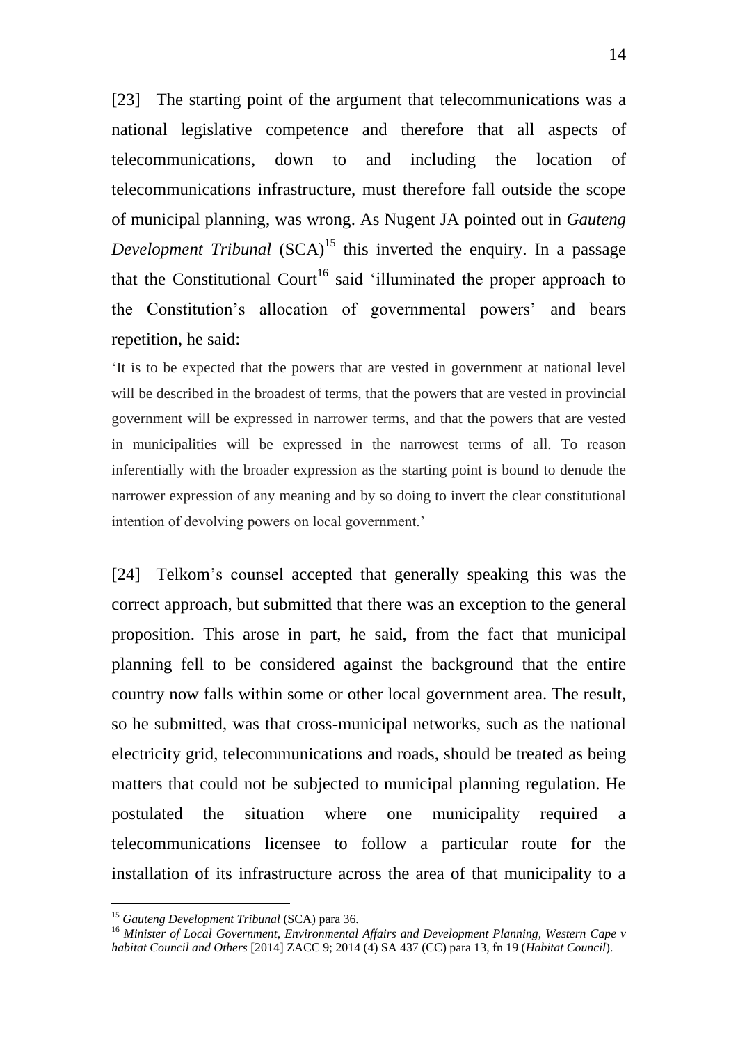[23] The starting point of the argument that telecommunications was a national legislative competence and therefore that all aspects of telecommunications, down to and including the location of telecommunications infrastructure, must therefore fall outside the scope of municipal planning, was wrong. As Nugent JA pointed out in *Gauteng Development Tribunal* (SCA)[15] this inverted the enquiry. In a passage that the Constitutional Court[16] said 'illuminated the proper approach to the Constitution's allocation of governmental powers' and bears repetition, he said:

> 'It is to be expected that the powers that are vested in government at national level will be described in the broadest of terms, that the powers that are vested in provincial government will be expressed in narrower terms, and that the powers that are vested in municipalities will be expressed in the narrowest terms of all. To reason inferentially with the broader expression as the starting point is bound to denude the narrower expression of any meaning and by so doing to invert the clear constitutional intention of devolving powers on local government.'

[24] Telkom's counsel accepted that generally speaking this was the correct approach, but submitted that there was an exception to the general proposition. This arose in part, he said, from the fact that municipal planning fell to be considered against the background that the entire country now falls within some or other local government area. The result, so he submitted, was that cross-municipal networks, such as the national electricity grid, telecommunications and roads, should be treated as being matters that could not be subjected to municipal planning regulation. He postulated the situation where one municipality required a telecommunications licensee to follow a particular route for the installation of its infrastructure across the area of that municipality to a

---

[15] *Gauteng Development Tribunal* (SCA) para 36.

[16] *Minister of Local Government, Environmental Affairs and Development Planning, Western Cape v habitat Council and Others* [2014] ZACC 9; 2014 (4) SA 437 (CC) para 13, fn 19 (*Habitat Council*).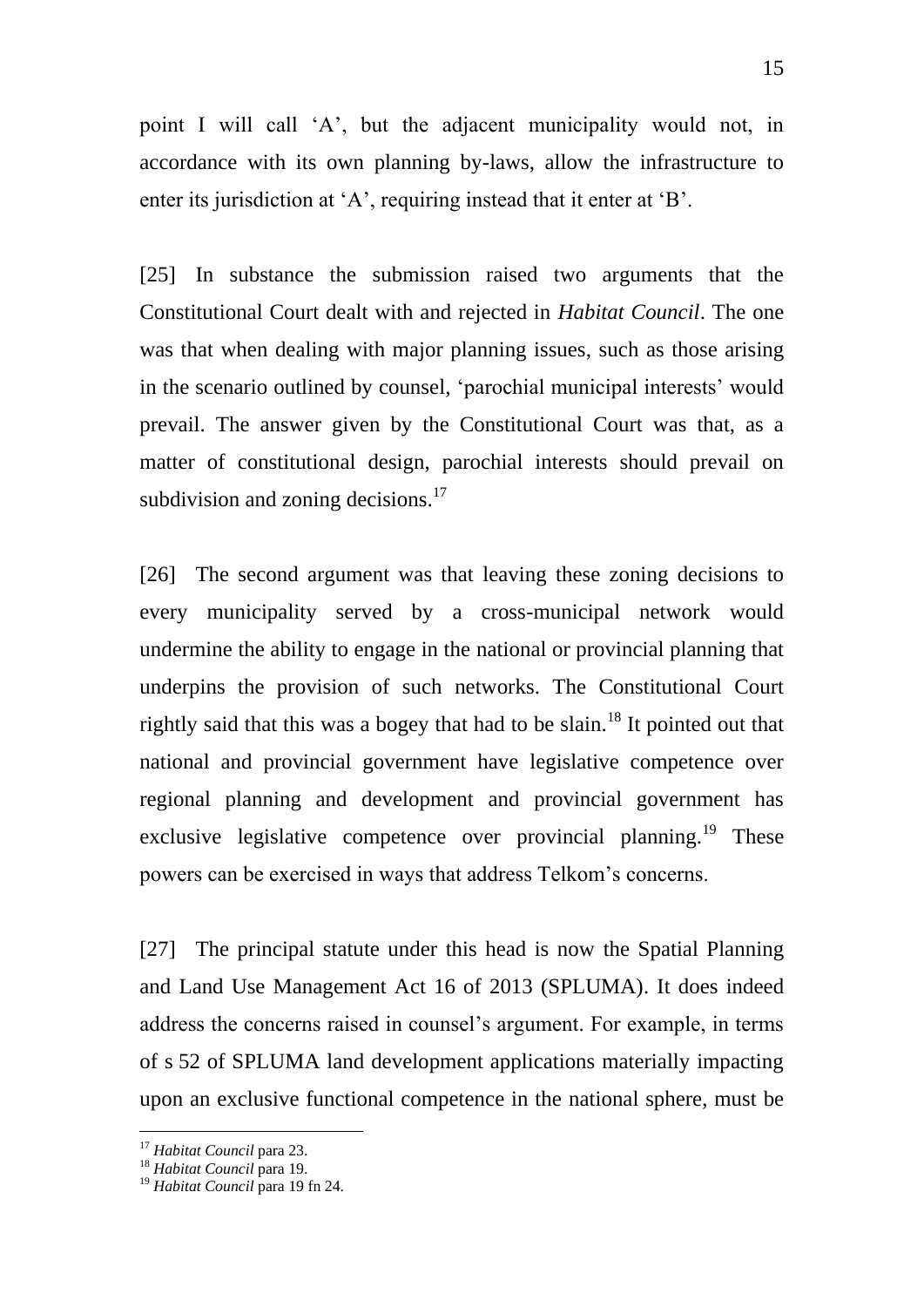point I will call 'A', but the adjacent municipality would not, in accordance with its own planning by-laws, allow the infrastructure to enter its jurisdiction at 'A', requiring instead that it enter at 'B'.

[25] In substance the submission raised two arguments that the Constitutional Court dealt with and rejected in *Habitat Council*. The one was that when dealing with major planning issues, such as those arising in the scenario outlined by counsel, 'parochial municipal interests' would prevail. The answer given by the Constitutional Court was that, as a matter of constitutional design, parochial interests should prevail on subdivision and zoning decisions.[17]

[26] The second argument was that leaving these zoning decisions to every municipality served by a cross-municipal network would undermine the ability to engage in the national or provincial planning that underpins the provision of such networks. The Constitutional Court rightly said that this was a bogey that had to be slain.[18] It pointed out that national and provincial government have legislative competence over regional planning and development and provincial government has exclusive legislative competence over provincial planning.[19] These powers can be exercised in ways that address Telkom's concerns.

[27] The principal statute under this head is now the Spatial Planning and Land Use Management Act 16 of 2013 (SPLUMA). It does indeed address the concerns raised in counsel's argument. For example, in terms of s 52 of SPLUMA land development applications materially impacting upon an exclusive functional competence in the national sphere, must be

---

[17] *Habitat Council* para 23.
[18] *Habitat Council* para 19.
[19] *Habitat Council* para 19 fn 24.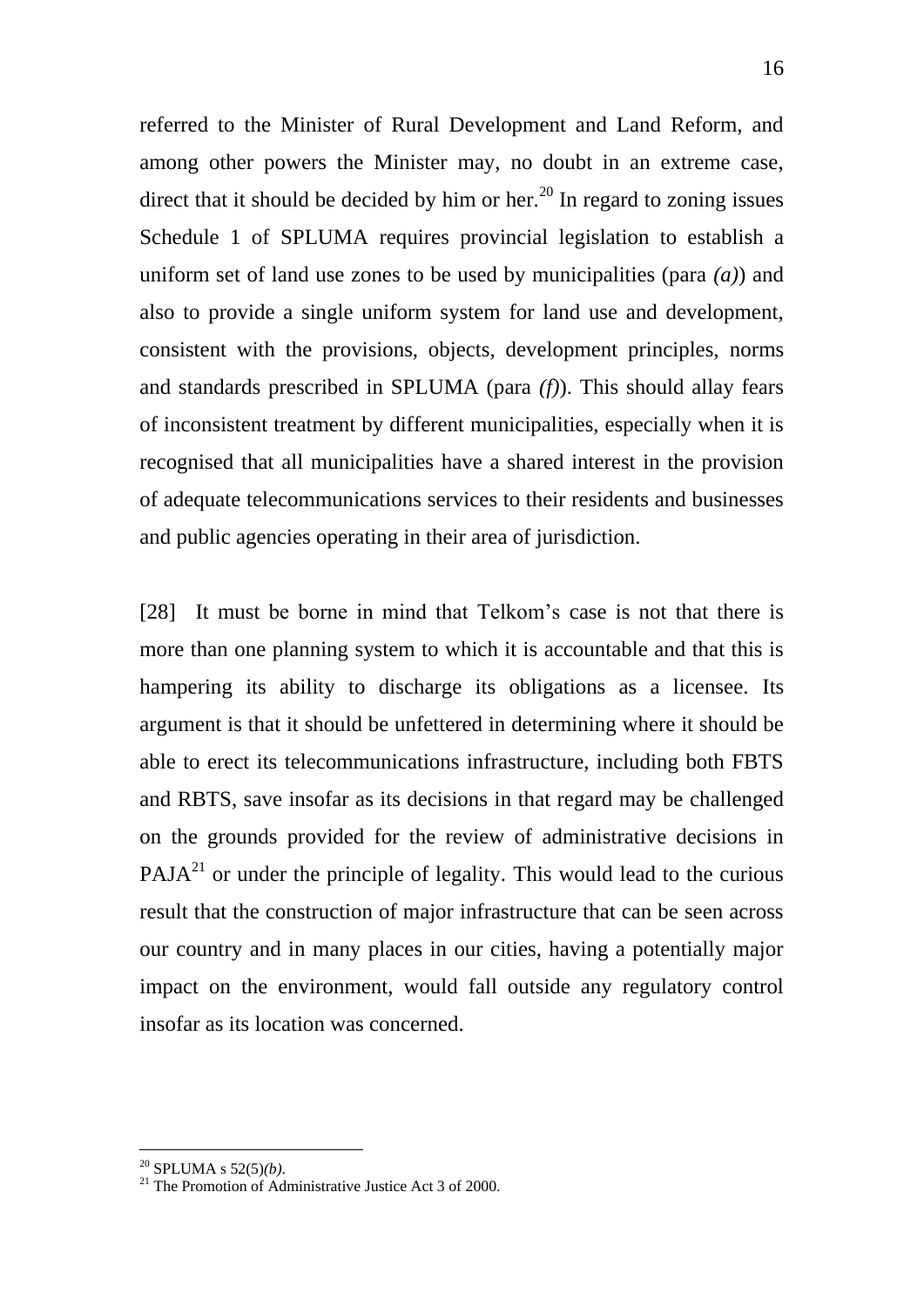referred to the Minister of Rural Development and Land Reform, and among other powers the Minister may, no doubt in an extreme case, direct that it should be decided by him or her.[20] In regard to zoning issues Schedule 1 of SPLUMA requires provincial legislation to establish a uniform set of land use zones to be used by municipalities (para *(a)*) and also to provide a single uniform system for land use and development, consistent with the provisions, objects, development principles, norms and standards prescribed in SPLUMA (para *(f)*). This should allay fears of inconsistent treatment by different municipalities, especially when it is recognised that all municipalities have a shared interest in the provision of adequate telecommunications services to their residents and businesses and public agencies operating in their area of jurisdiction.

[28] It must be borne in mind that Telkom's case is not that there is more than one planning system to which it is accountable and that this is hampering its ability to discharge its obligations as a licensee. Its argument is that it should be unfettered in determining where it should be able to erect its telecommunications infrastructure, including both FBTS and RBTS, save insofar as its decisions in that regard may be challenged on the grounds provided for the review of administrative decisions in PAJA[21] or under the principle of legality. This would lead to the curious result that the construction of major infrastructure that can be seen across our country and in many places in our cities, having a potentially major impact on the environment, would fall outside any regulatory control insofar as its location was concerned.

---

[20] SPLUMA s 52(5)*(b)*.

[21] The Promotion of Administrative Justice Act 3 of 2000.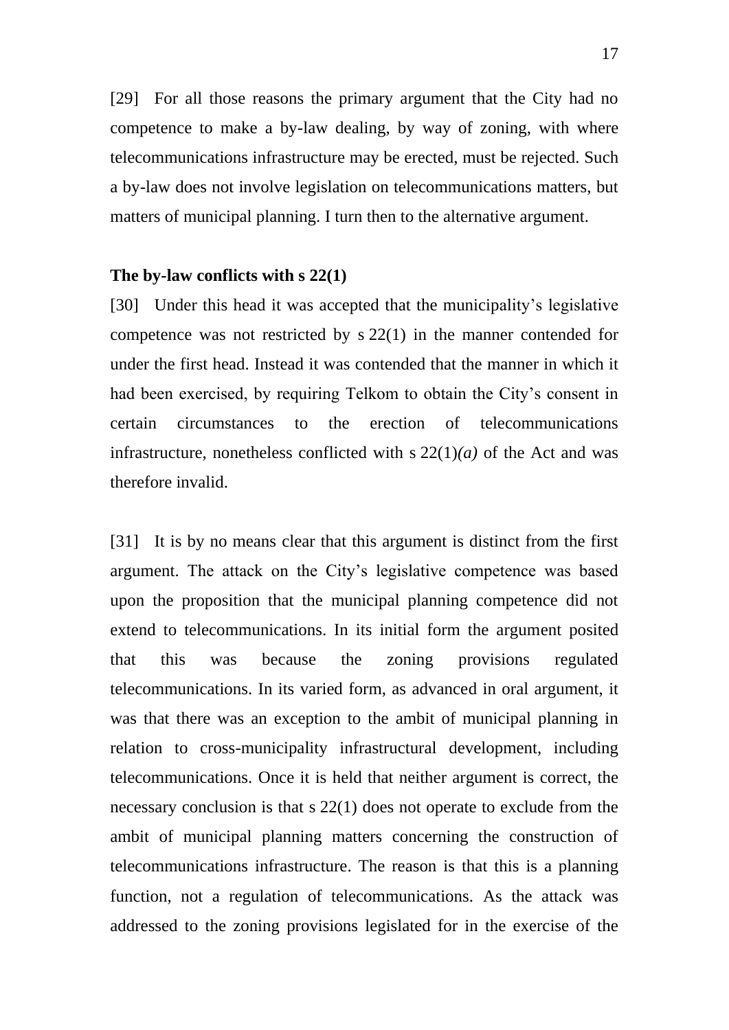[29] For all those reasons the primary argument that the City had no competence to make a by-law dealing, by way of zoning, with where telecommunications infrastructure may be erected, must be rejected. Such a by-law does not involve legislation on telecommunications matters, but matters of municipal planning. I turn then to the alternative argument.

**The by-law conflicts with s 22(1)**

[30] Under this head it was accepted that the municipality's legislative competence was not restricted by s 22(1) in the manner contended for under the first head. Instead it was contended that the manner in which it had been exercised, by requiring Telkom to obtain the City's consent in certain circumstances to the erection of telecommunications infrastructure, nonetheless conflicted with s 22(1)*(a)* of the Act and was therefore invalid.

[31] It is by no means clear that this argument is distinct from the first argument. The attack on the City's legislative competence was based upon the proposition that the municipal planning competence did not extend to telecommunications. In its initial form the argument posited that this was because the zoning provisions regulated telecommunications. In its varied form, as advanced in oral argument, it was that there was an exception to the ambit of municipal planning in relation to cross-municipality infrastructural development, including telecommunications. Once it is held that neither argument is correct, the necessary conclusion is that s 22(1) does not operate to exclude from the ambit of municipal planning matters concerning the construction of telecommunications infrastructure. The reason is that this is a planning function, not a regulation of telecommunications. As the attack was addressed to the zoning provisions legislated for in the exercise of the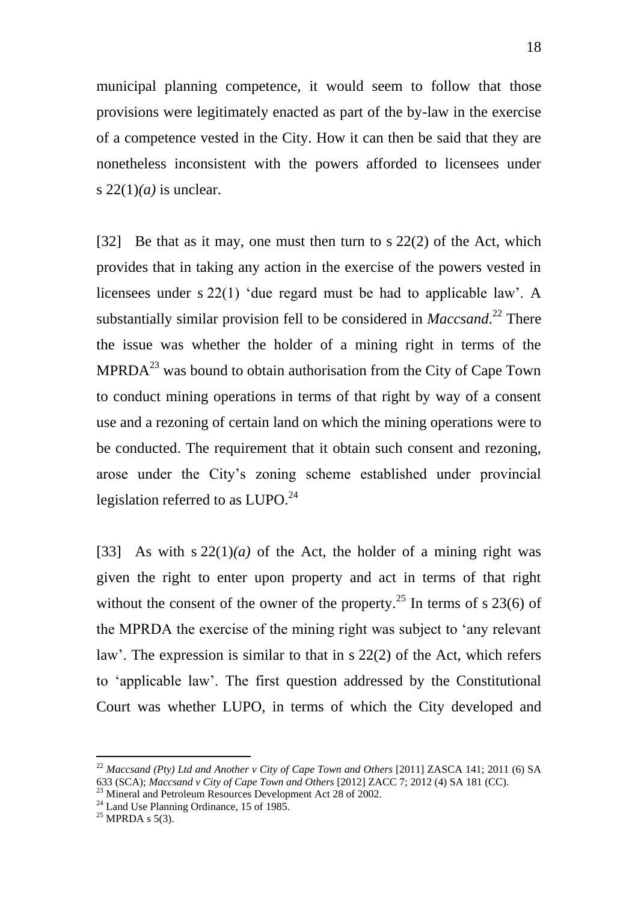municipal planning competence, it would seem to follow that those provisions were legitimately enacted as part of the by-law in the exercise of a competence vested in the City. How it can then be said that they are nonetheless inconsistent with the powers afforded to licensees under s 22(1)*(a)* is unclear.

[32] Be that as it may, one must then turn to s 22(2) of the Act, which provides that in taking any action in the exercise of the powers vested in licensees under s 22(1) 'due regard must be had to applicable law'. A substantially similar provision fell to be considered in *Maccsand*.[22] There the issue was whether the holder of a mining right in terms of the MPRDA[23] was bound to obtain authorisation from the City of Cape Town to conduct mining operations in terms of that right by way of a consent use and a rezoning of certain land on which the mining operations were to be conducted. The requirement that it obtain such consent and rezoning, arose under the City's zoning scheme established under provincial legislation referred to as LUPO.[24]

[33] As with s 22(1)*(a)* of the Act, the holder of a mining right was given the right to enter upon property and act in terms of that right without the consent of the owner of the property.[25] In terms of s 23(6) of the MPRDA the exercise of the mining right was subject to 'any relevant law'. The expression is similar to that in s 22(2) of the Act, which refers to 'applicable law'. The first question addressed by the Constitutional Court was whether LUPO, in terms of which the City developed and

---

[22] *Maccsand (Pty) Ltd and Another v City of Cape Town and Others* [2011] ZASCA 141; 2011 (6) SA 633 (SCA); *Maccsand v City of Cape Town and Others* [2012] ZACC 7; 2012 (4) SA 181 (CC).

[23] Mineral and Petroleum Resources Development Act 28 of 2002.

[24] Land Use Planning Ordinance, 15 of 1985.

[25] MPRDA s 5(3).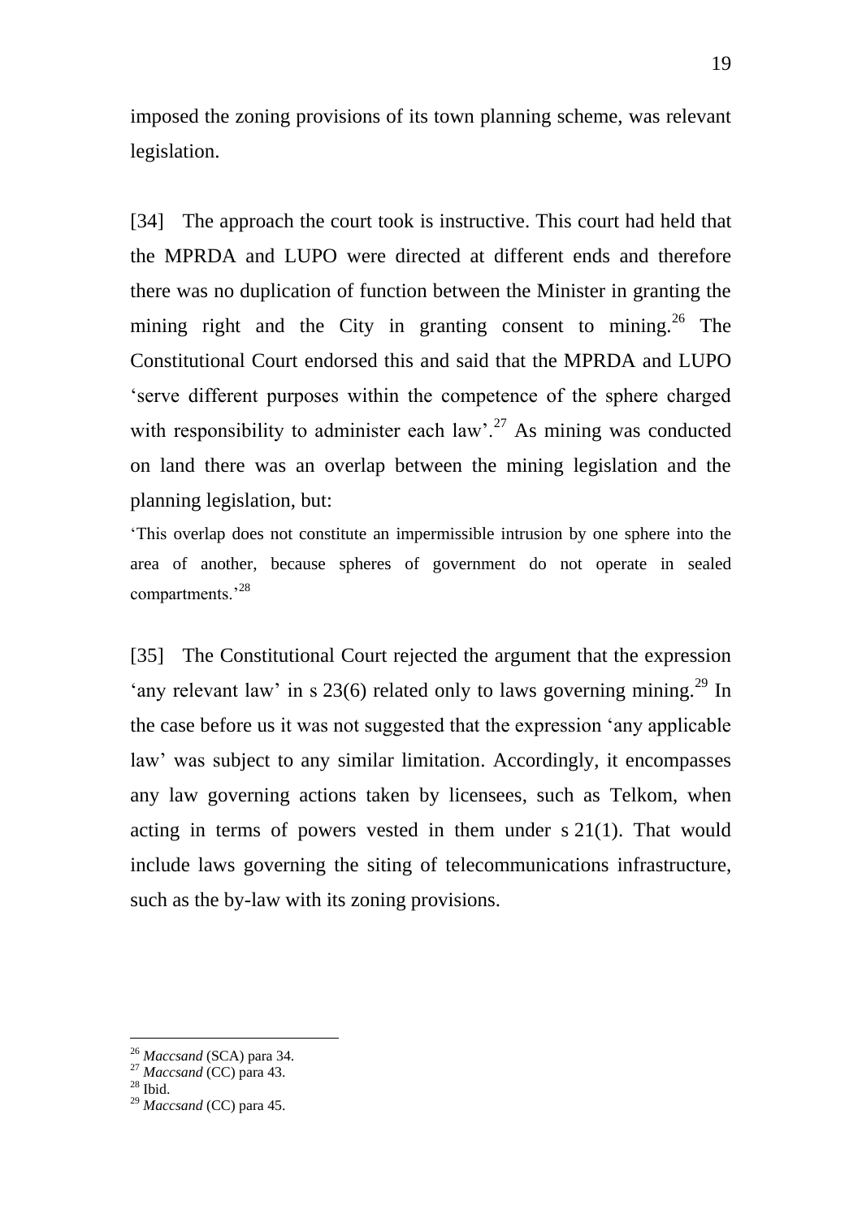imposed the zoning provisions of its town planning scheme, was relevant legislation.

[34] The approach the court took is instructive. This court had held that the MPRDA and LUPO were directed at different ends and therefore there was no duplication of function between the Minister in granting the mining right and the City in granting consent to mining.[26] The Constitutional Court endorsed this and said that the MPRDA and LUPO 'serve different purposes within the competence of the sphere charged with responsibility to administer each law'.[27] As mining was conducted on land there was an overlap between the mining legislation and the planning legislation, but:

'This overlap does not constitute an impermissible intrusion by one sphere into the area of another, because spheres of government do not operate in sealed compartments.'[28]

[35] The Constitutional Court rejected the argument that the expression 'any relevant law' in s 23(6) related only to laws governing mining.[29] In the case before us it was not suggested that the expression 'any applicable law' was subject to any similar limitation. Accordingly, it encompasses any law governing actions taken by licensees, such as Telkom, when acting in terms of powers vested in them under s 21(1). That would include laws governing the siting of telecommunications infrastructure, such as the by-law with its zoning provisions.

---

[26] *Maccsand* (SCA) para 34.
[27] *Maccsand* (CC) para 43.
[28] Ibid.
[29] *Maccsand* (CC) para 45.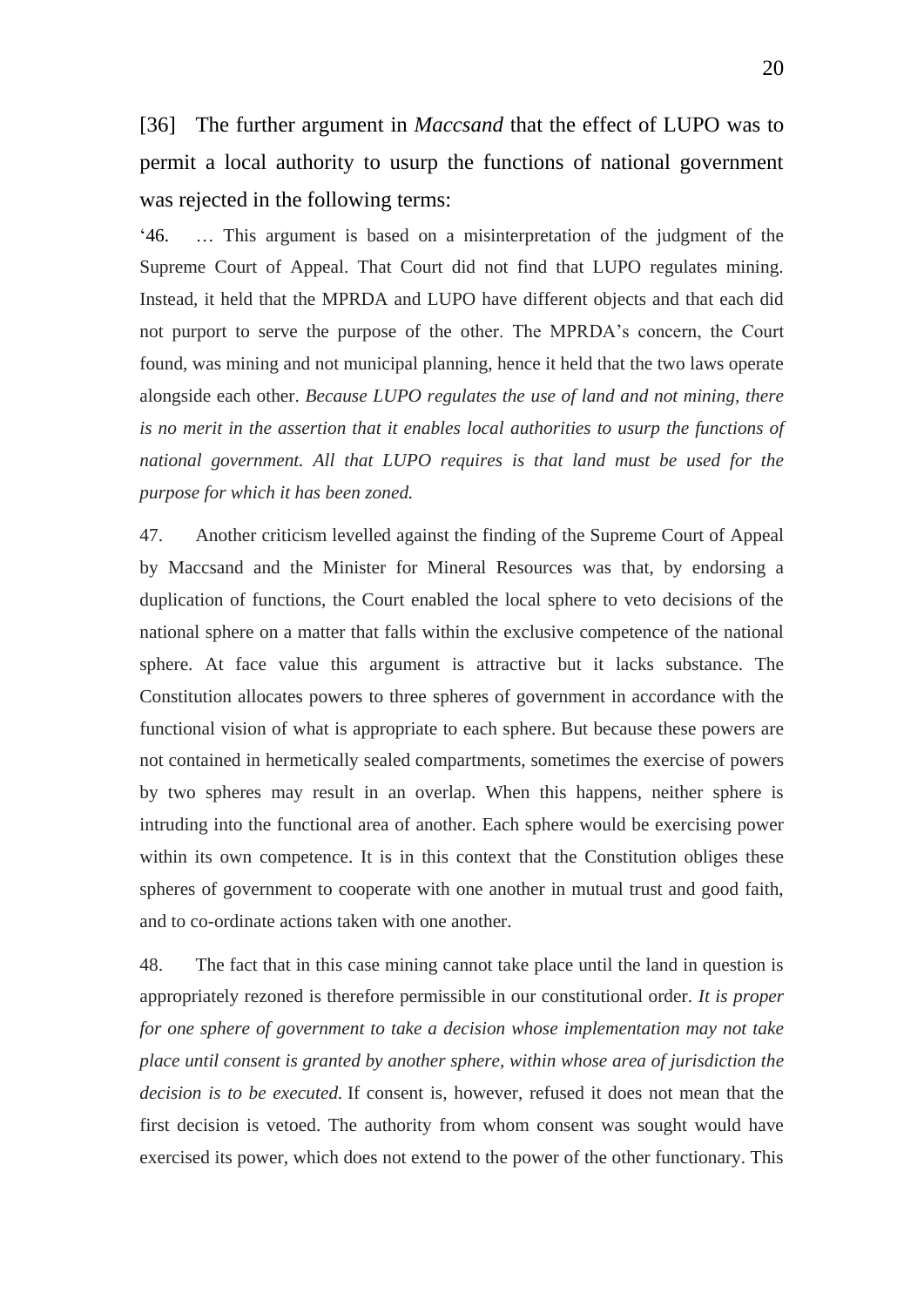[36] The further argument in *Maccsand* that the effect of LUPO was to permit a local authority to usurp the functions of national government was rejected in the following terms:

'46. … This argument is based on a misinterpretation of the judgment of the Supreme Court of Appeal. That Court did not find that LUPO regulates mining. Instead, it held that the MPRDA and LUPO have different objects and that each did not purport to serve the purpose of the other. The MPRDA's concern, the Court found, was mining and not municipal planning, hence it held that the two laws operate alongside each other. *Because LUPO regulates the use of land and not mining, there is no merit in the assertion that it enables local authorities to usurp the functions of national government. All that LUPO requires is that land must be used for the purpose for which it has been zoned.*

47. Another criticism levelled against the finding of the Supreme Court of Appeal by Maccsand and the Minister for Mineral Resources was that, by endorsing a duplication of functions, the Court enabled the local sphere to veto decisions of the national sphere on a matter that falls within the exclusive competence of the national sphere. At face value this argument is attractive but it lacks substance. The Constitution allocates powers to three spheres of government in accordance with the functional vision of what is appropriate to each sphere. But because these powers are not contained in hermetically sealed compartments, sometimes the exercise of powers by two spheres may result in an overlap. When this happens, neither sphere is intruding into the functional area of another. Each sphere would be exercising power within its own competence. It is in this context that the Constitution obliges these spheres of government to cooperate with one another in mutual trust and good faith, and to co-ordinate actions taken with one another.

48. The fact that in this case mining cannot take place until the land in question is appropriately rezoned is therefore permissible in our constitutional order. *It is proper for one sphere of government to take a decision whose implementation may not take place until consent is granted by another sphere, within whose area of jurisdiction the decision is to be executed.* If consent is, however, refused it does not mean that the first decision is vetoed. The authority from whom consent was sought would have exercised its power, which does not extend to the power of the other functionary. This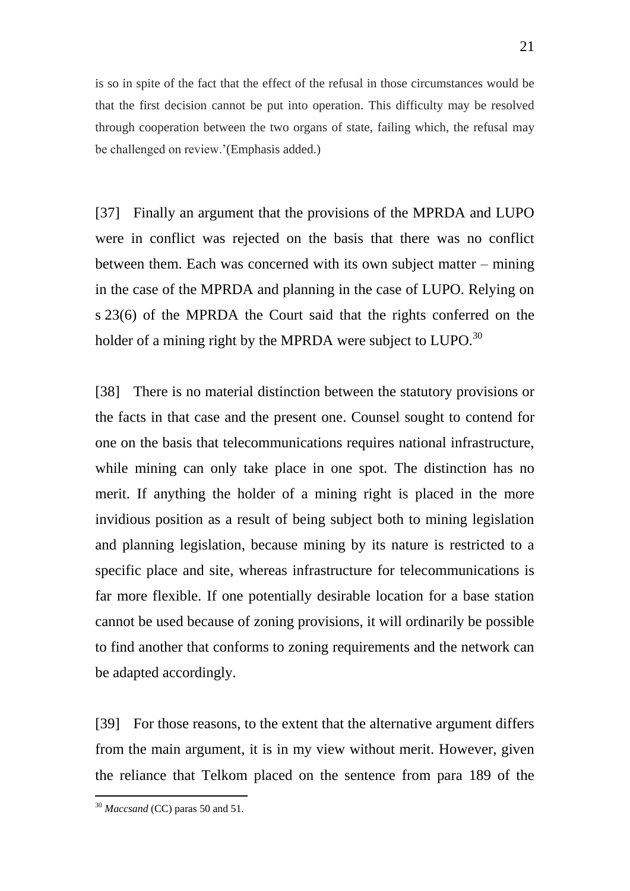is so in spite of the fact that the effect of the refusal in those circumstances would be that the first decision cannot be put into operation. This difficulty may be resolved through cooperation between the two organs of state, failing which, the refusal may be challenged on review.'(Emphasis added.)

[37] Finally an argument that the provisions of the MPRDA and LUPO were in conflict was rejected on the basis that there was no conflict between them. Each was concerned with its own subject matter – mining in the case of the MPRDA and planning in the case of LUPO. Relying on s 23(6) of the MPRDA the Court said that the rights conferred on the holder of a mining right by the MPRDA were subject to LUPO.[30]

[38] There is no material distinction between the statutory provisions or the facts in that case and the present one. Counsel sought to contend for one on the basis that telecommunications requires national infrastructure, while mining can only take place in one spot. The distinction has no merit. If anything the holder of a mining right is placed in the more invidious position as a result of being subject both to mining legislation and planning legislation, because mining by its nature is restricted to a specific place and site, whereas infrastructure for telecommunications is far more flexible. If one potentially desirable location for a base station cannot be used because of zoning provisions, it will ordinarily be possible to find another that conforms to zoning requirements and the network can be adapted accordingly.

[39] For those reasons, to the extent that the alternative argument differs from the main argument, it is in my view without merit. However, given the reliance that Telkom placed on the sentence from para 189 of the

---

[30] *Maccsand* (CC) paras 50 and 51.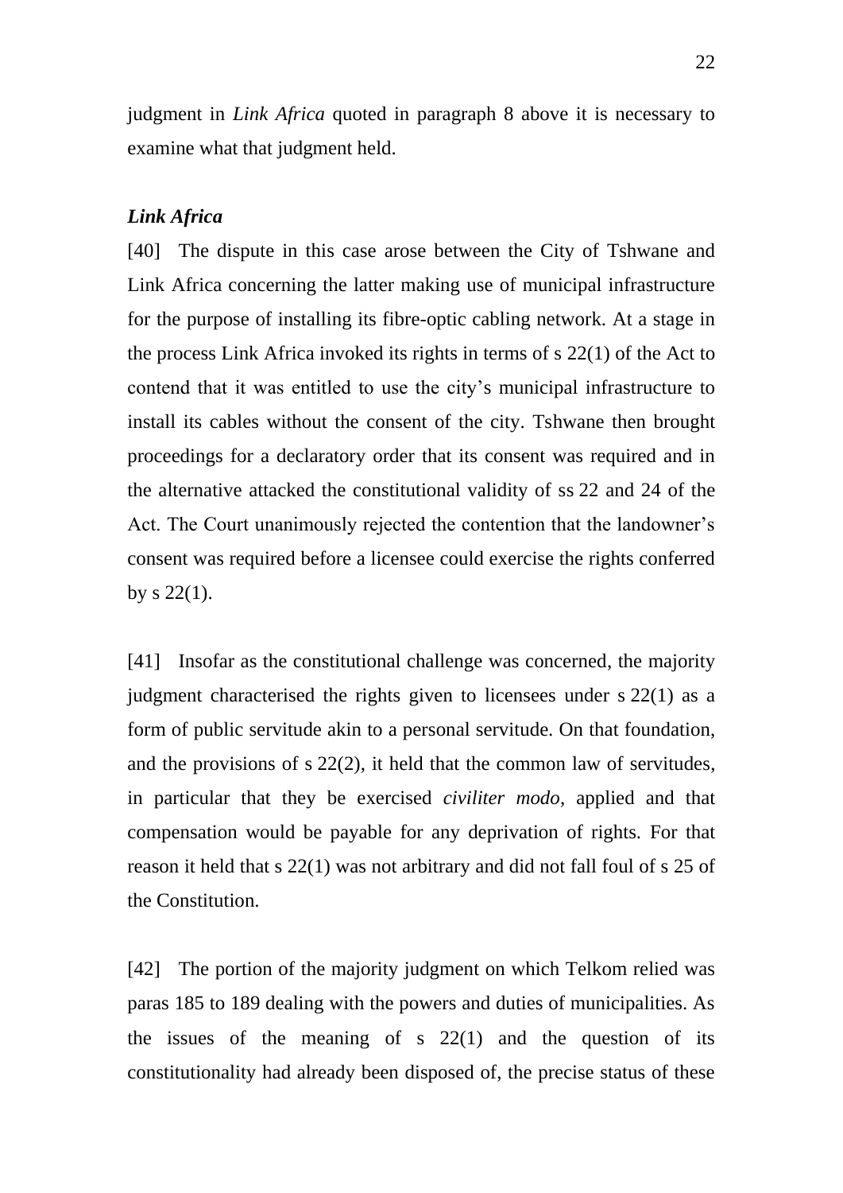judgment in *Link Africa* quoted in paragraph 8 above it is necessary to examine what that judgment held.

***Link Africa***

[40] The dispute in this case arose between the City of Tshwane and Link Africa concerning the latter making use of municipal infrastructure for the purpose of installing its fibre-optic cabling network. At a stage in the process Link Africa invoked its rights in terms of s 22(1) of the Act to contend that it was entitled to use the city's municipal infrastructure to install its cables without the consent of the city. Tshwane then brought proceedings for a declaratory order that its consent was required and in the alternative attacked the constitutional validity of ss 22 and 24 of the Act. The Court unanimously rejected the contention that the landowner's consent was required before a licensee could exercise the rights conferred by s 22(1).

[41] Insofar as the constitutional challenge was concerned, the majority judgment characterised the rights given to licensees under s 22(1) as a form of public servitude akin to a personal servitude. On that foundation, and the provisions of s 22(2), it held that the common law of servitudes, in particular that they be exercised *civiliter modo*, applied and that compensation would be payable for any deprivation of rights. For that reason it held that s 22(1) was not arbitrary and did not fall foul of s 25 of the Constitution.

[42] The portion of the majority judgment on which Telkom relied was paras 185 to 189 dealing with the powers and duties of municipalities. As the issues of the meaning of s 22(1) and the question of its constitutionality had already been disposed of, the precise status of these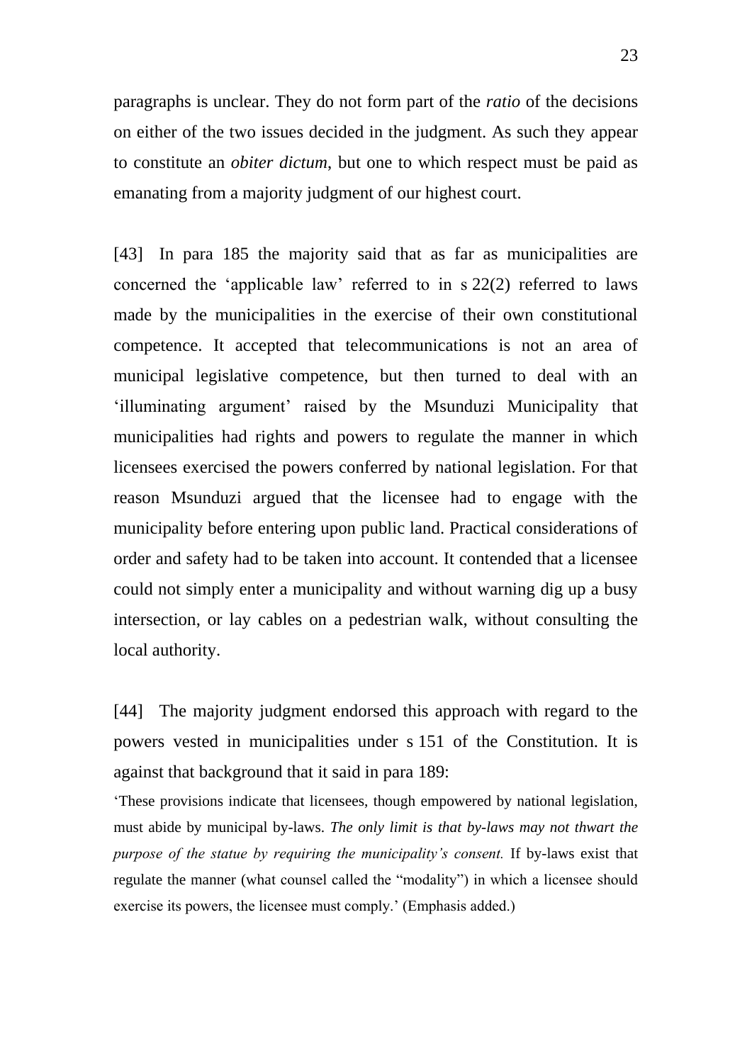paragraphs is unclear. They do not form part of the *ratio* of the decisions on either of the two issues decided in the judgment. As such they appear to constitute an *obiter dictum*, but one to which respect must be paid as emanating from a majority judgment of our highest court.

[43] In para 185 the majority said that as far as municipalities are concerned the 'applicable law' referred to in s 22(2) referred to laws made by the municipalities in the exercise of their own constitutional competence. It accepted that telecommunications is not an area of municipal legislative competence, but then turned to deal with an 'illuminating argument' raised by the Msunduzi Municipality that municipalities had rights and powers to regulate the manner in which licensees exercised the powers conferred by national legislation. For that reason Msunduzi argued that the licensee had to engage with the municipality before entering upon public land. Practical considerations of order and safety had to be taken into account. It contended that a licensee could not simply enter a municipality and without warning dig up a busy intersection, or lay cables on a pedestrian walk, without consulting the local authority.

[44] The majority judgment endorsed this approach with regard to the powers vested in municipalities under s 151 of the Constitution. It is against that background that it said in para 189:

'These provisions indicate that licensees, though empowered by national legislation, must abide by municipal by-laws. *The only limit is that by-laws may not thwart the purpose of the statue by requiring the municipality's consent.* If by-laws exist that regulate the manner (what counsel called the "modality") in which a licensee should exercise its powers, the licensee must comply.' (Emphasis added.)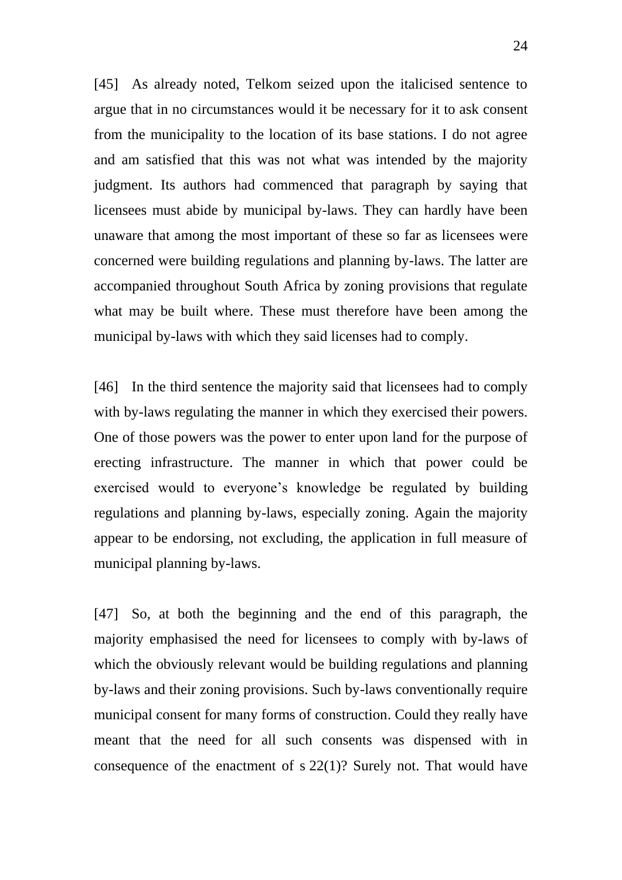[45] As already noted, Telkom seized upon the italicised sentence to argue that in no circumstances would it be necessary for it to ask consent from the municipality to the location of its base stations. I do not agree and am satisfied that this was not what was intended by the majority judgment. Its authors had commenced that paragraph by saying that licensees must abide by municipal by-laws. They can hardly have been unaware that among the most important of these so far as licensees were concerned were building regulations and planning by-laws. The latter are accompanied throughout South Africa by zoning provisions that regulate what may be built where. These must therefore have been among the municipal by-laws with which they said licenses had to comply.

[46] In the third sentence the majority said that licensees had to comply with by-laws regulating the manner in which they exercised their powers. One of those powers was the power to enter upon land for the purpose of erecting infrastructure. The manner in which that power could be exercised would to everyone's knowledge be regulated by building regulations and planning by-laws, especially zoning. Again the majority appear to be endorsing, not excluding, the application in full measure of municipal planning by-laws.

[47] So, at both the beginning and the end of this paragraph, the majority emphasised the need for licensees to comply with by-laws of which the obviously relevant would be building regulations and planning by-laws and their zoning provisions. Such by-laws conventionally require municipal consent for many forms of construction. Could they really have meant that the need for all such consents was dispensed with in consequence of the enactment of s 22(1)? Surely not. That would have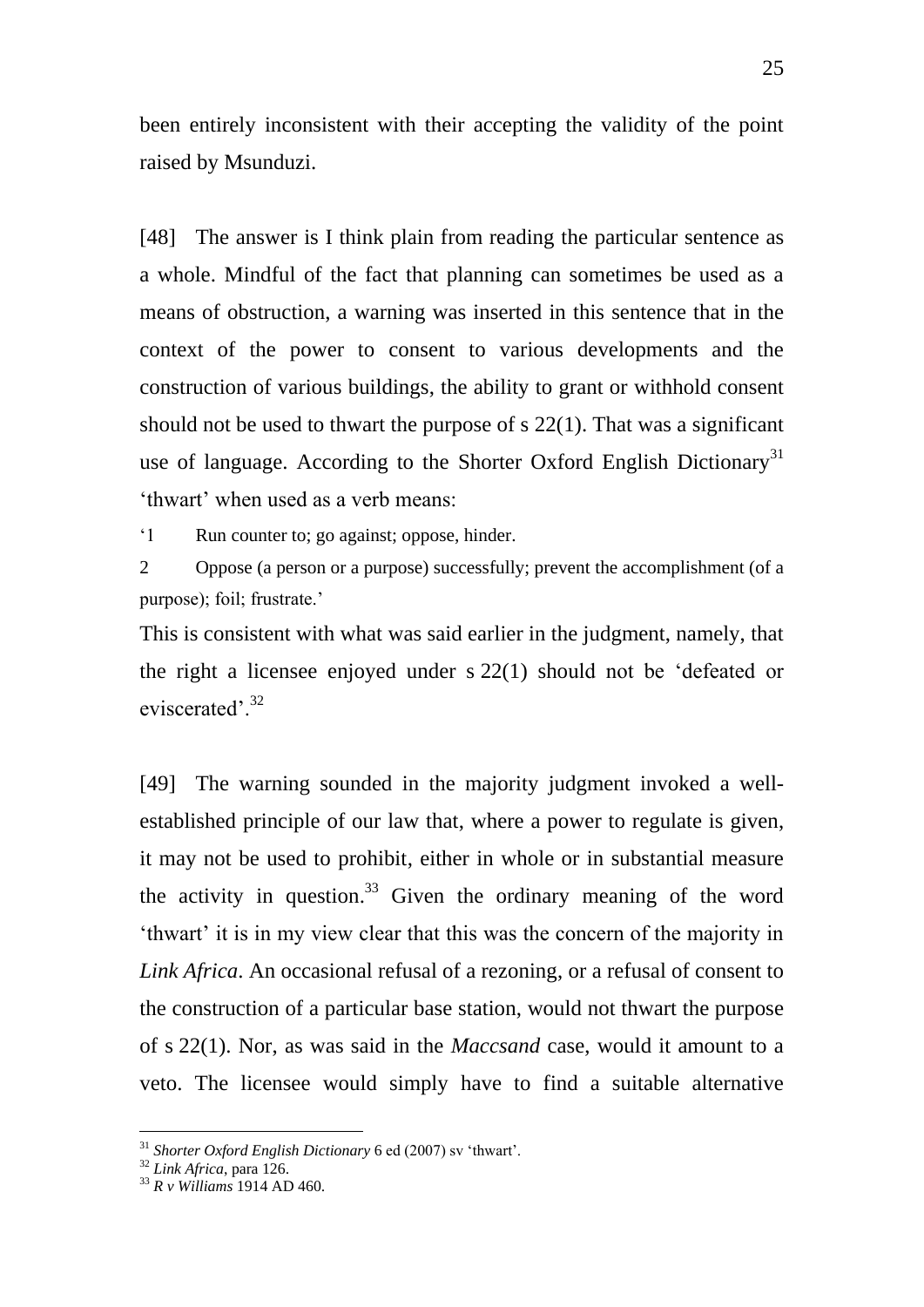been entirely inconsistent with their accepting the validity of the point raised by Msunduzi.

[48] The answer is I think plain from reading the particular sentence as a whole. Mindful of the fact that planning can sometimes be used as a means of obstruction, a warning was inserted in this sentence that in the context of the power to consent to various developments and the construction of various buildings, the ability to grant or withhold consent should not be used to thwart the purpose of s 22(1). That was a significant use of language. According to the Shorter Oxford English Dictionary[31] 'thwart' when used as a verb means:

> '1 Run counter to; go against; oppose, hinder.
>
> 2 Oppose (a person or a purpose) successfully; prevent the accomplishment (of a purpose); foil; frustrate.'

This is consistent with what was said earlier in the judgment, namely, that the right a licensee enjoyed under s 22(1) should not be 'defeated or eviscerated'.[32]

[49] The warning sounded in the majority judgment invoked a well-established principle of our law that, where a power to regulate is given, it may not be used to prohibit, either in whole or in substantial measure the activity in question.[33] Given the ordinary meaning of the word 'thwart' it is in my view clear that this was the concern of the majority in *Link Africa*. An occasional refusal of a rezoning, or a refusal of consent to the construction of a particular base station, would not thwart the purpose of s 22(1). Nor, as was said in the *Maccsand* case, would it amount to a veto. The licensee would simply have to find a suitable alternative

---

[31] *Shorter Oxford English Dictionary* 6 ed (2007) sv 'thwart'.

[32] *Link Africa*, para 126.

[33] *R v Williams* 1914 AD 460.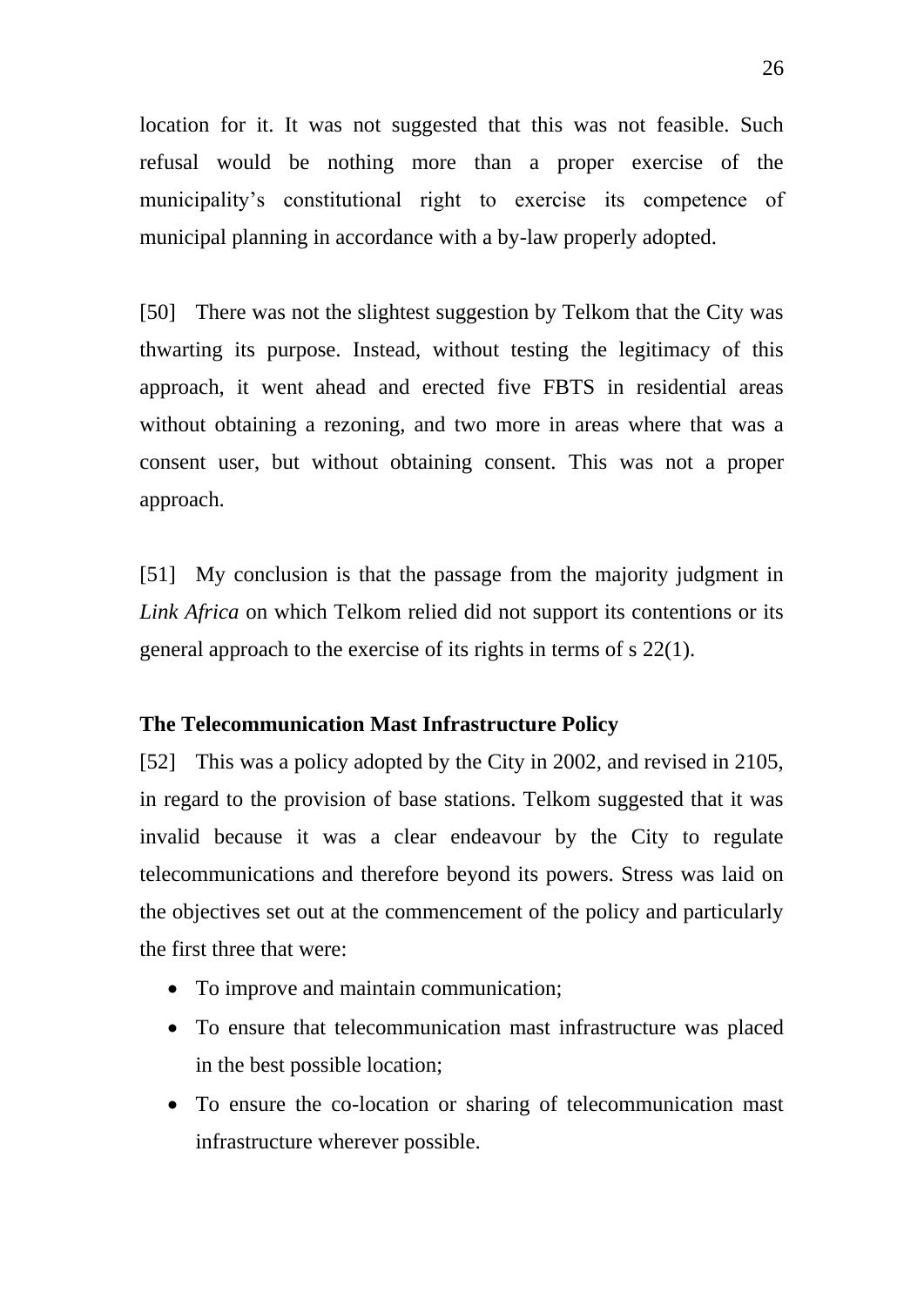location for it. It was not suggested that this was not feasible. Such refusal would be nothing more than a proper exercise of the municipality's constitutional right to exercise its competence of municipal planning in accordance with a by-law properly adopted.

[50] There was not the slightest suggestion by Telkom that the City was thwarting its purpose. Instead, without testing the legitimacy of this approach, it went ahead and erected five FBTS in residential areas without obtaining a rezoning, and two more in areas where that was a consent user, but without obtaining consent. This was not a proper approach.

[51] My conclusion is that the passage from the majority judgment in *Link Africa* on which Telkom relied did not support its contentions or its general approach to the exercise of its rights in terms of s 22(1).

**The Telecommunication Mast Infrastructure Policy**

[52] This was a policy adopted by the City in 2002, and revised in 2105, in regard to the provision of base stations. Telkom suggested that it was invalid because it was a clear endeavour by the City to regulate telecommunications and therefore beyond its powers. Stress was laid on the objectives set out at the commencement of the policy and particularly the first three that were:

- To improve and maintain communication;
- To ensure that telecommunication mast infrastructure was placed in the best possible location;
- To ensure the co-location or sharing of telecommunication mast infrastructure wherever possible.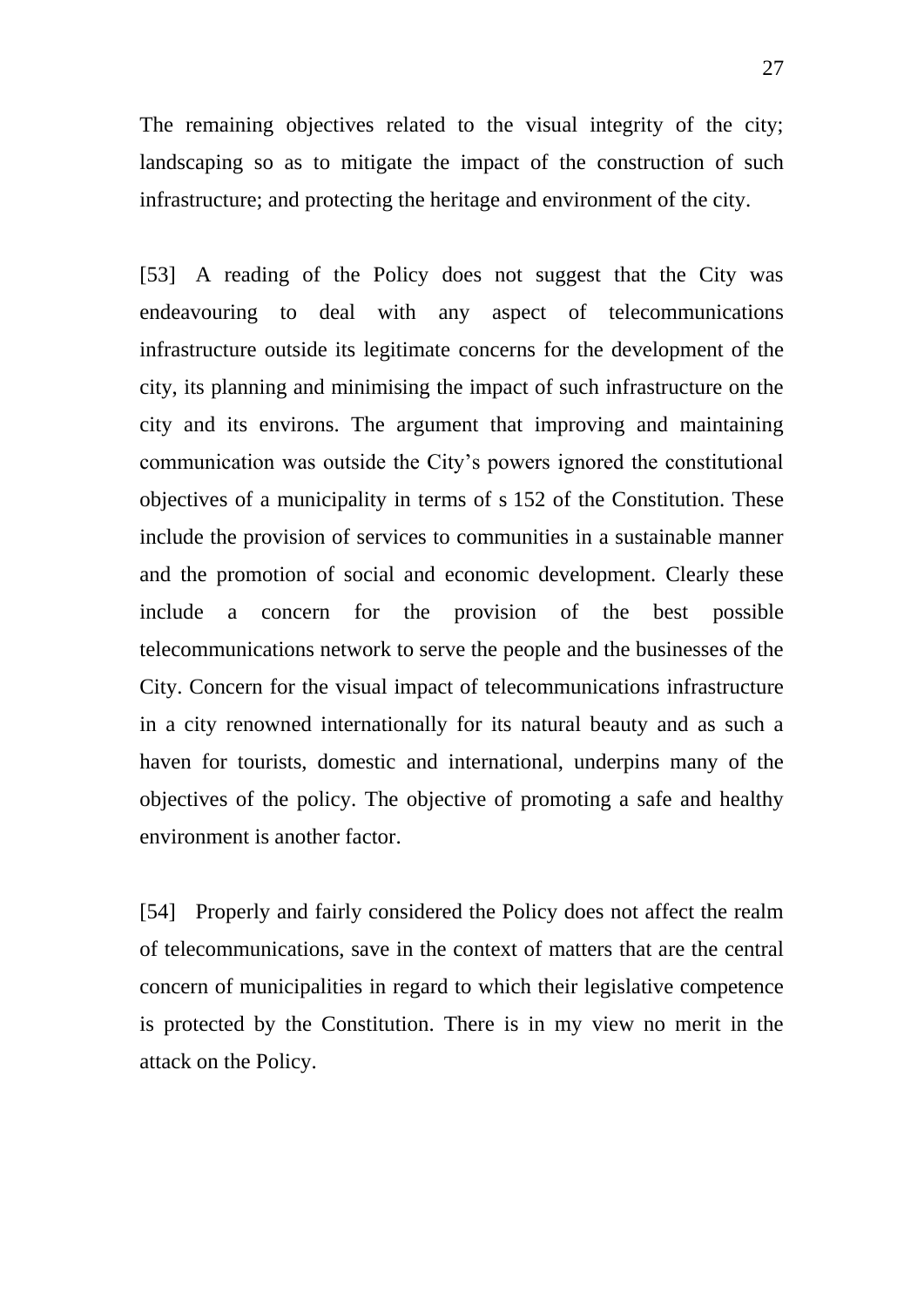The remaining objectives related to the visual integrity of the city; landscaping so as to mitigate the impact of the construction of such infrastructure; and protecting the heritage and environment of the city.

[53] A reading of the Policy does not suggest that the City was endeavouring to deal with any aspect of telecommunications infrastructure outside its legitimate concerns for the development of the city, its planning and minimising the impact of such infrastructure on the city and its environs. The argument that improving and maintaining communication was outside the City's powers ignored the constitutional objectives of a municipality in terms of s 152 of the Constitution. These include the provision of services to communities in a sustainable manner and the promotion of social and economic development. Clearly these include a concern for the provision of the best possible telecommunications network to serve the people and the businesses of the City. Concern for the visual impact of telecommunications infrastructure in a city renowned internationally for its natural beauty and as such a haven for tourists, domestic and international, underpins many of the objectives of the policy. The objective of promoting a safe and healthy environment is another factor.

[54] Properly and fairly considered the Policy does not affect the realm of telecommunications, save in the context of matters that are the central concern of municipalities in regard to which their legislative competence is protected by the Constitution. There is in my view no merit in the attack on the Policy.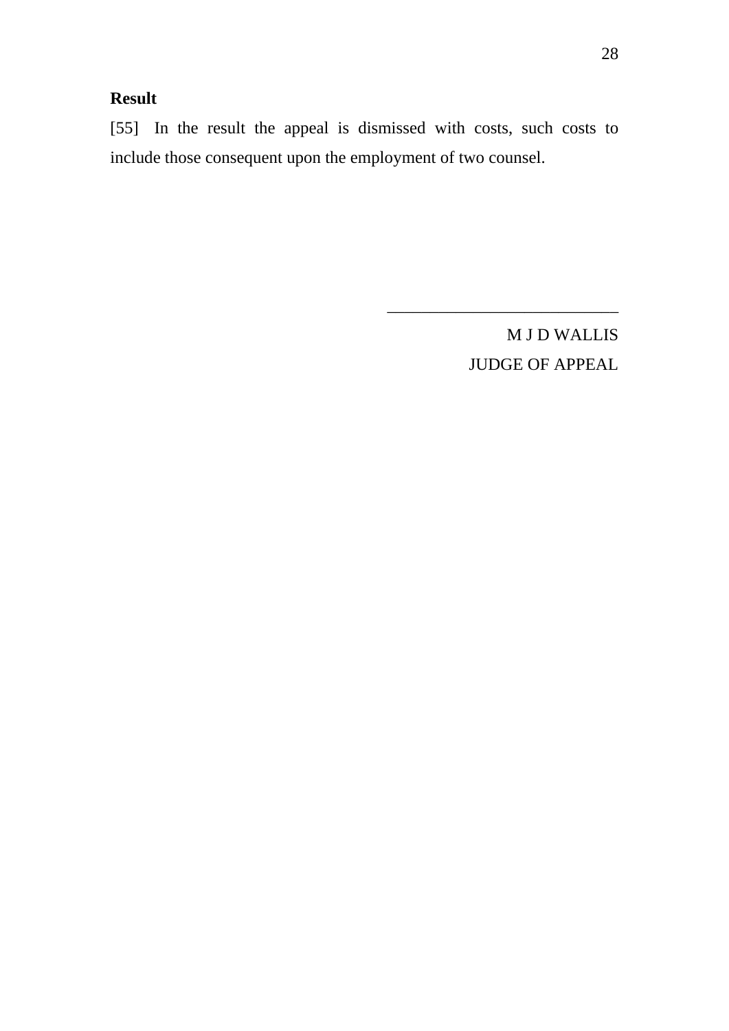**Result**

[55] In the result the appeal is dismissed with costs, such costs to include those consequent upon the employment of two counsel.

\_\_\_\_\_\_\_\_\_\_\_\_\_\_\_\_\_\_\_\_\_\_\_\_\_\_\_

M J D WALLIS

JUDGE OF APPEAL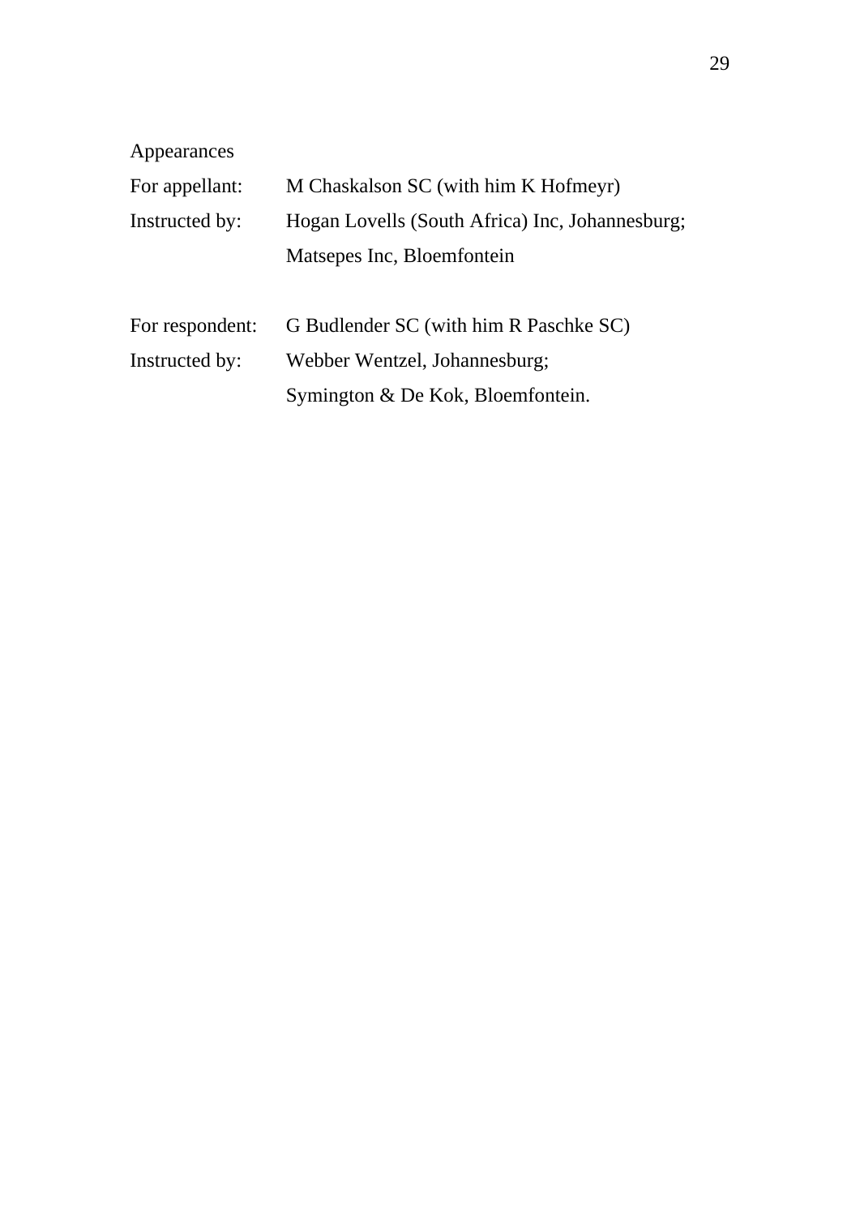Appearances

| | |
|---|---|
| For appellant: | M Chaskalson SC (with him K Hofmeyr) |
| Instructed by: | Hogan Lovells (South Africa) Inc, Johannesburg; |
| | Matsepes Inc, Bloemfontein |
| | |
| For respondent: | G Budlender SC (with him R Paschke SC) |
| Instructed by: | Webber Wentzel, Johannesburg; |
| | Symington & De Kok, Bloemfontein. |